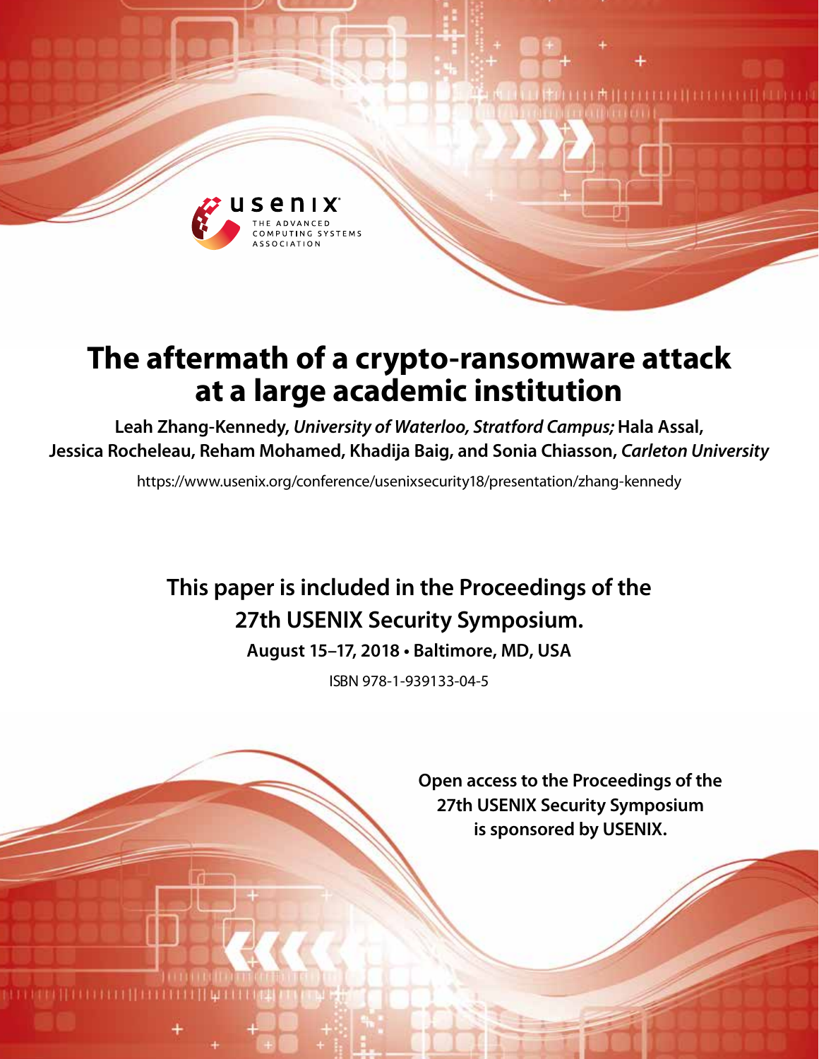# The aftermath of a crypto-ransomware attack at a large academic institution

**Leah Zhang-Kennedy,** ***University of Waterloo, Stratford Campus;*** **Hala Assal, Jessica Rocheleau, Reham Mohamed, Khadija Baig, and Sonia Chiasson,** ***Carleton University***

https://www.usenix.org/conference/usenixsecurity18/presentation/zhang-kennedy

**This paper is included in the Proceedings of the 27th USENIX Security Symposium.**

**August 15–17, 2018 • Baltimore, MD, USA**

ISBN 978-1-939133-04-5

**Open access to the Proceedings of the 27th USENIX Security Symposium is sponsored by USENIX.**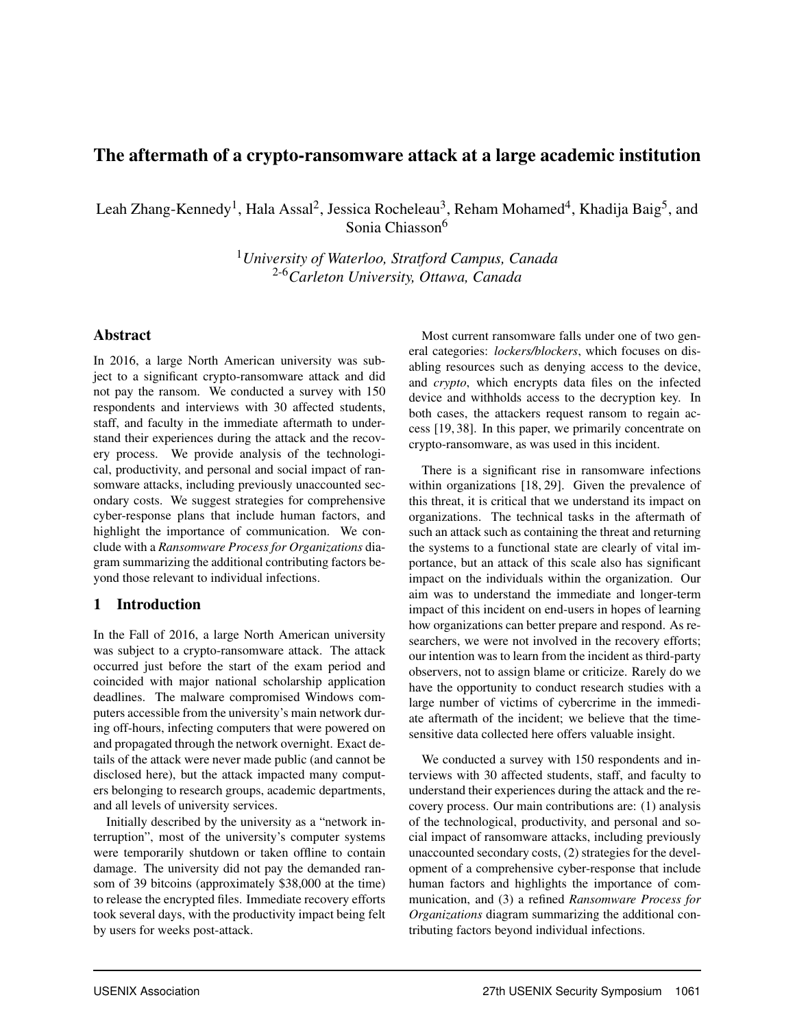# The aftermath of a crypto-ransomware attack at a large academic institution

Leah Zhang-Kennedy[1], Hala Assal[2], Jessica Rocheleau[3], Reham Mohamed[4], Khadija Baig[5], and Sonia Chiasson[6]

[1]*University of Waterloo, Stratford Campus, Canada*
[2-6]*Carleton University, Ottawa, Canada*

## Abstract

In 2016, a large North American university was subject to a significant crypto-ransomware attack and did not pay the ransom. We conducted a survey with 150 respondents and interviews with 30 affected students, staff, and faculty in the immediate aftermath to understand their experiences during the attack and the recovery process. We provide analysis of the technological, productivity, and personal and social impact of ransomware attacks, including previously unaccounted secondary costs. We suggest strategies for comprehensive cyber-response plans that include human factors, and highlight the importance of communication. We conclude with a *Ransomware Process for Organizations* diagram summarizing the additional contributing factors beyond those relevant to individual infections.

## 1 Introduction

In the Fall of 2016, a large North American university was subject to a crypto-ransomware attack. The attack occurred just before the start of the exam period and coincided with major national scholarship application deadlines. The malware compromised Windows computers accessible from the university's main network during off-hours, infecting computers that were powered on and propagated through the network overnight. Exact details of the attack were never made public (and cannot be disclosed here), but the attack impacted many computers belonging to research groups, academic departments, and all levels of university services.

Initially described by the university as a "network interruption", most of the university's computer systems were temporarily shutdown or taken offline to contain damage. The university did not pay the demanded ransom of 39 bitcoins (approximately $38,000 at the time) to release the encrypted files. Immediate recovery efforts took several days, with the productivity impact being felt by users for weeks post-attack.

Most current ransomware falls under one of two general categories: *lockers/blockers*, which focuses on disabling resources such as denying access to the device, and *crypto*, which encrypts data files on the infected device and withholds access to the decryption key. In both cases, the attackers request ransom to regain access [19, 38]. In this paper, we primarily concentrate on crypto-ransomware, as was used in this incident.

There is a significant rise in ransomware infections within organizations [18, 29]. Given the prevalence of this threat, it is critical that we understand its impact on organizations. The technical tasks in the aftermath of such an attack such as containing the threat and returning the systems to a functional state are clearly of vital importance, but an attack of this scale also has significant impact on the individuals within the organization. Our aim was to understand the immediate and longer-term impact of this incident on end-users in hopes of learning how organizations can better prepare and respond. As researchers, we were not involved in the recovery efforts; our intention was to learn from the incident as third-party observers, not to assign blame or criticize. Rarely do we have the opportunity to conduct research studies with a large number of victims of cybercrime in the immediate aftermath of the incident; we believe that the time-sensitive data collected here offers valuable insight.

We conducted a survey with 150 respondents and interviews with 30 affected students, staff, and faculty to understand their experiences during the attack and the recovery process. Our main contributions are: (1) analysis of the technological, productivity, and personal and social impact of ransomware attacks, including previously unaccounted secondary costs, (2) strategies for the development of a comprehensive cyber-response that include human factors and highlights the importance of communication, and (3) a refined *Ransomware Process for Organizations* diagram summarizing the additional contributing factors beyond individual infections.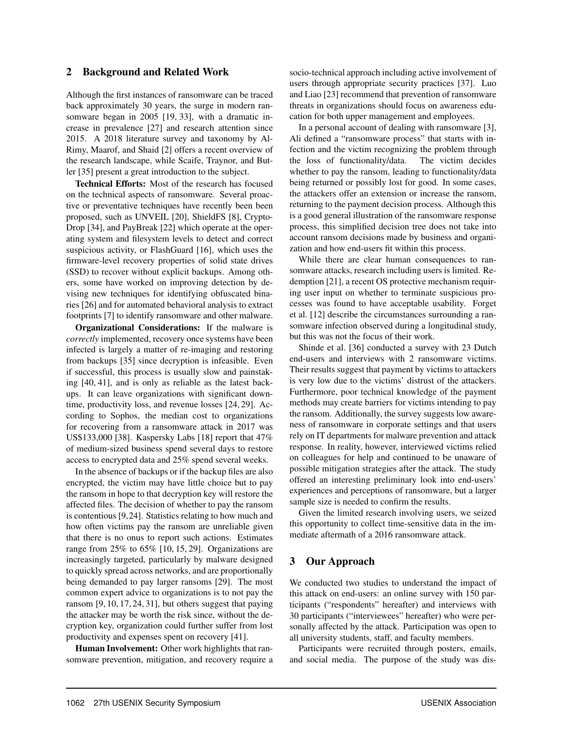## 2 Background and Related Work

Although the first instances of ransomware can be traced back approximately 30 years, the surge in modern ransomware began in 2005 [19, 33], with a dramatic increase in prevalence [27] and research attention since 2015. A 2018 literature survey and taxonomy by Al-Rimy, Maarof, and Shaid [2] offers a recent overview of the research landscape, while Scaife, Traynor, and Butler [35] present a great introduction to the subject.

**Technical Efforts:** Most of the research has focused on the technical aspects of ransomware. Several proactive or preventative techniques have recently been been proposed, such as UNVEIL [20], ShieldFS [8], CryptoDrop [34], and PayBreak [22] which operate at the operating system and filesystem levels to detect and correct suspicious activity, or FlashGuard [16], which uses the firmware-level recovery properties of solid state drives (SSD) to recover without explicit backups. Among others, some have worked on improving detection by devising new techniques for identifying obfuscated binaries [26] and for automated behavioral analysis to extract footprints [7] to identify ransomware and other malware.

**Organizational Considerations:** If the malware is *correctly* implemented, recovery once systems have been infected is largely a matter of re-imaging and restoring from backups [35] since decryption is infeasible. Even if successful, this process is usually slow and painstaking [40, 41], and is only as reliable as the latest backups. It can leave organizations with significant downtime, productivity loss, and revenue losses [24, 29]. According to Sophos, the median cost to organizations for recovering from a ransomware attack in 2017 was US$133,000 [38]. Kaspersky Labs [18] report that 47% of medium-sized business spend several days to restore access to encrypted data and 25% spend several weeks.

In the absence of backups or if the backup files are also encrypted, the victim may have little choice but to pay the ransom in hope to that decryption key will restore the affected files. The decision of whether to pay the ransom is contentious [9, 24]. Statistics relating to how much and how often victims pay the ransom are unreliable given that there is no onus to report such actions. Estimates range from 25% to 65% [10, 15, 29]. Organizations are increasingly targeted, particularly by malware designed to quickly spread across networks, and are proportionally being demanded to pay larger ransoms [29]. The most common expert advice to organizations is to not pay the ransom [9, 10, 17, 24, 31], but others suggest that paying the attacker may be worth the risk since, without the decryption key, organization could further suffer from lost productivity and expenses spent on recovery [41].

**Human Involvement:** Other work highlights that ransomware prevention, mitigation, and recovery require a socio-technical approach including active involvement of users through appropriate security practices [37]. Luo and Liao [23] recommend that prevention of ransomware threats in organizations should focus on awareness education for both upper management and employees.

In a personal account of dealing with ransomware [3], Ali defined a "ransomware process" that starts with infection and the victim recognizing the problem through the loss of functionality/data. The victim decides whether to pay the ransom, leading to functionality/data being returned or possibly lost for good. In some cases, the attackers offer an extension or increase the ransom, returning to the payment decision process. Although this is a good general illustration of the ransomware response process, this simplified decision tree does not take into account ransom decisions made by business and organization and how end-users fit within this process.

While there are clear human consequences to ransomware attacks, research including users is limited. Redemption [21], a recent OS protective mechanism requiring user input on whether to terminate suspicious processes was found to have acceptable usability. Forget et al. [12] describe the circumstances surrounding a ransomware infection observed during a longitudinal study, but this was not the focus of their work.

Shinde et al. [36] conducted a survey with 23 Dutch end-users and interviews with 2 ransomware victims. Their results suggest that payment by victims to attackers is very low due to the victims' distrust of the attackers. Furthermore, poor technical knowledge of the payment methods may create barriers for victims intending to pay the ransom. Additionally, the survey suggests low awareness of ransomware in corporate settings and that users rely on IT departments for malware prevention and attack response. In reality, however, interviewed victims relied on colleagues for help and continued to be unaware of possible mitigation strategies after the attack. The study offered an interesting preliminary look into end-users' experiences and perceptions of ransomware, but a larger sample size is needed to confirm the results.

Given the limited research involving users, we seized this opportunity to collect time-sensitive data in the immediate aftermath of a 2016 ransomware attack.

## 3 Our Approach

We conducted two studies to understand the impact of this attack on end-users: an online survey with 150 participants ("respondents" hereafter) and interviews with 30 participants ("interviewees" hereafter) who were personally affected by the attack. Participation was open to all university students, staff, and faculty members.

Participants were recruited through posters, emails, and social media. The purpose of the study was dis-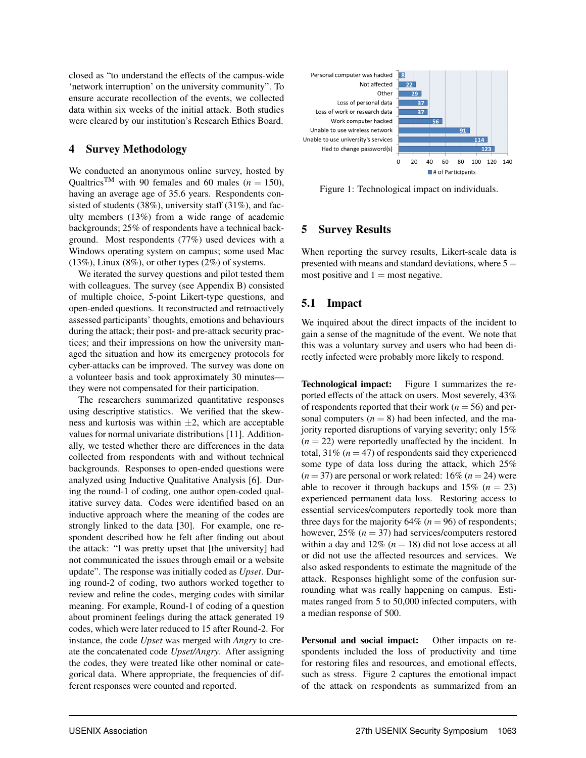closed as "to understand the effects of the campus-wide 'network interruption' on the university community". To ensure accurate recollection of the events, we collected data within six weeks of the initial attack. Both studies were cleared by our institution's Research Ethics Board.

## 4 Survey Methodology

We conducted an anonymous online survey, hosted by Qualtrics™ with 90 females and 60 males ($n = 150$), having an average age of 35.6 years. Respondents consisted of students (38%), university staff (31%), and faculty members (13%) from a wide range of academic backgrounds; 25% of respondents have a technical background. Most respondents (77%) used devices with a Windows operating system on campus; some used Mac (13%), Linux (8%), or other types (2%) of systems.

We iterated the survey questions and pilot tested them with colleagues. The survey (see Appendix B) consisted of multiple choice, 5-point Likert-type questions, and open-ended questions. It reconstructed and retroactively assessed participants' thoughts, emotions and behaviours during the attack; their post- and pre-attack security practices; and their impressions on how the university managed the situation and how its emergency protocols for cyber-attacks can be improved. The survey was done on a volunteer basis and took approximately 30 minutes—they were not compensated for their participation.

The researchers summarized quantitative responses using descriptive statistics. We verified that the skewness and kurtosis was within $\pm 2$, which are acceptable values for normal univariate distributions [11]. Additionally, we tested whether there are differences in the data collected from respondents with and without technical backgrounds. Responses to open-ended questions were analyzed using Inductive Qualitative Analysis [6]. During the round-1 of coding, one author open-coded qualitative survey data. Codes were identified based on an inductive approach where the meaning of the codes are strongly linked to the data [30]. For example, one respondent described how he felt after finding out about the attack: "I was pretty upset that [the university] had not communicated the issues through email or a website update". The response was initially coded as *Upset*. During round-2 of coding, two authors worked together to review and refine the codes, merging codes with similar meaning. For example, Round-1 of coding of a question about prominent feelings during the attack generated 19 codes, which were later reduced to 15 after Round-2. For instance, the code *Upset* was merged with *Angry* to create the concatenated code *Upset/Angry*. After assigning the codes, they were treated like other nominal or categorical data. Where appropriate, the frequencies of different responses were counted and reported.

Personal computer was hacked
Not affected
Other
Loss of personal data
Loss of work or research data
Work computer hacked
Unable to use wireless network
Unable to use university's services
Had to change password(s)

8
22
29
37
37
56
91
114
123

0 20 40 60 80 100 120 140

# of Participants

Figure 1: Technological impact on individuals.

## 5 Survey Results

When reporting the survey results, Likert-scale data is presented with means and standard deviations, where 5 = most positive and 1 = most negative.

### 5.1 Impact

We inquired about the direct impacts of the incident to gain a sense of the magnitude of the event. We note that this was a voluntary survey and users who had been directly infected were probably more likely to respond.

**Technological impact:** Figure 1 summarizes the reported effects of the attack on users. Most severely, 43% of respondents reported that their work ($n = 56$) and personal computers ($n = 8$) had been infected, and the majority reported disruptions of varying severity; only 15% ($n = 22$) were reportedly unaffected by the incident. In total, 31% ($n = 47$) of respondents said they experienced some type of data loss during the attack, which 25% ($n = 37$) are personal or work related: 16% ($n = 24$) were able to recover it through backups and 15% ($n = 23$) experienced permanent data loss. Restoring access to essential services/computers reportedly took more than three days for the majority 64% ($n = 96$) of respondents; however, 25% ($n = 37$) had services/computers restored within a day and 12% ($n = 18$) did not lose access at all or did not use the affected resources and services. We also asked respondents to estimate the magnitude of the attack. Responses highlight some of the confusion surrounding what was really happening on campus. Estimates ranged from 5 to 50,000 infected computers, with a median response of 500.

**Personal and social impact:** Other impacts on respondents included the loss of productivity and time for restoring files and resources, and emotional effects, such as stress. Figure 2 captures the emotional impact of the attack on respondents as summarized from an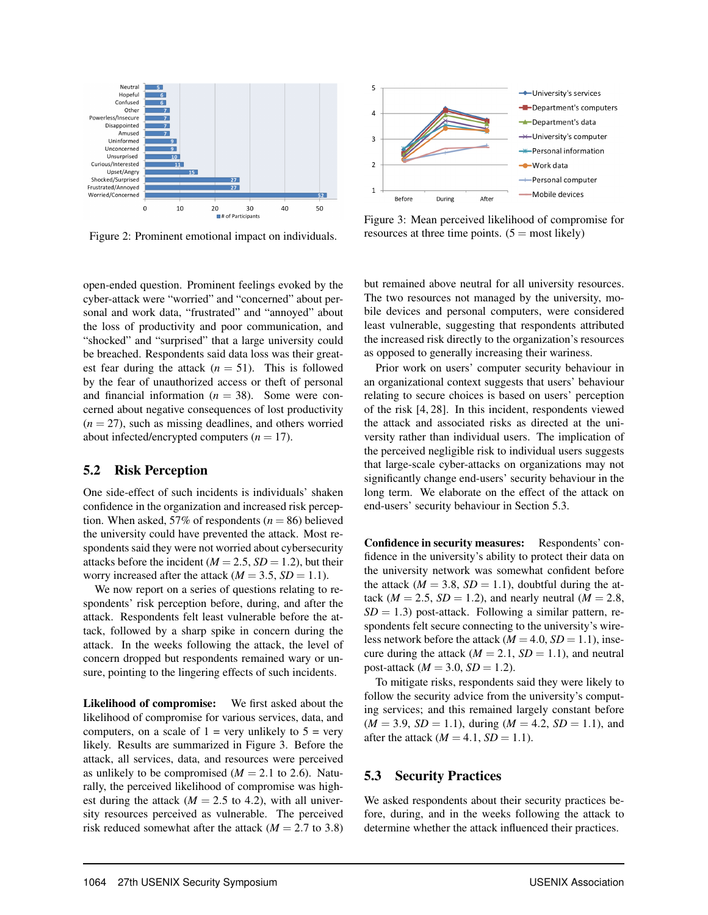Neutral 5
Hopeful 6
Confused 6
Other 7
Powerless/Insecure 7
Disappointed 7
Amused 7
Uninformed 9
Unconcerned 9
Unsurprised 10
Curious/Interested 11
Upset/Angry 15
Shocked/Surprised 27
Frustrated/Annoyed 27
Worried/Concerned 52

0 10 20 30 40 50

# of Participants

Figure 2: Prominent emotional impact on individuals.

5
4
3
2
1

Before During After

University's services
Department's computers
Department's data
University's computer
Personal information
Work data
Personal computer
Mobile devices

Figure 3: Mean perceived likelihood of compromise for resources at three time points. (5 = most likely)

open-ended question. Prominent feelings evoked by the cyber-attack were "worried" and "concerned" about personal and work data, "frustrated" and "annoyed" about the loss of productivity and poor communication, and "shocked" and "surprised" that a large university could be breached. Respondents said data loss was their greatest fear during the attack ($n = 51$). This is followed by the fear of unauthorized access or theft of personal and financial information ($n = 38$). Some were concerned about negative consequences of lost productivity ($n = 27$), such as missing deadlines, and others worried about infected/encrypted computers ($n = 17$).

## 5.2 Risk Perception

One side-effect of such incidents is individuals' shaken confidence in the organization and increased risk perception. When asked, 57% of respondents ($n = 86$) believed the university could have prevented the attack. Most respondents said they were not worried about cybersecurity attacks before the incident ($M = 2.5$, $SD = 1.2$), but their worry increased after the attack ($M = 3.5$, $SD = 1.1$).

We now report on a series of questions relating to respondents' risk perception before, during, and after the attack. Respondents felt least vulnerable before the attack, followed by a sharp spike in concern during the attack. In the weeks following the attack, the level of concern dropped but respondents remained wary or unsure, pointing to the lingering effects of such incidents.

**Likelihood of compromise:** We first asked about the likelihood of compromise for various services, data, and computers, on a scale of 1 = very unlikely to 5 = very likely. Results are summarized in Figure 3. Before the attack, all services, data, and resources were perceived as unlikely to be compromised ($M = 2.1$ to $2.6$). Naturally, the perceived likelihood of compromise was highest during the attack ($M = 2.5$ to $4.2$), with all university resources perceived as vulnerable. The perceived risk reduced somewhat after the attack ($M = 2.7$ to $3.8$) but remained above neutral for all university resources. The two resources not managed by the university, mobile devices and personal computers, were considered least vulnerable, suggesting that respondents attributed the increased risk directly to the organization's resources as opposed to generally increasing their wariness.

Prior work on users' computer security behaviour in an organizational context suggests that users' behaviour relating to secure choices is based on users' perception of the risk [4, 28]. In this incident, respondents viewed the attack and associated risks as directed at the university rather than individual users. The implication of the perceived negligible risk to individual users suggests that large-scale cyber-attacks on organizations may not significantly change end-users' security behaviour in the long term. We elaborate on the effect of the attack on end-users' security behaviour in Section 5.3.

**Confidence in security measures:** Respondents' confidence in the university's ability to protect their data on the university network was somewhat confident before the attack ($M = 3.8$, $SD = 1.1$), doubtful during the attack ($M = 2.5$, $SD = 1.2$), and nearly neutral ($M = 2.8$, $SD = 1.3$) post-attack. Following a similar pattern, respondents felt secure connecting to the university's wireless network before the attack ($M = 4.0$, $SD = 1.1$), insecure during the attack ($M = 2.1$, $SD = 1.1$), and neutral post-attack ($M = 3.0$, $SD = 1.2$).

To mitigate risks, respondents said they were likely to follow the security advice from the university's computing services; and this remained largely constant before ($M = 3.9$, $SD = 1.1$), during ($M = 4.2$, $SD = 1.1$), and after the attack ($M = 4.1$, $SD = 1.1$).

## 5.3 Security Practices

We asked respondents about their security practices before, during, and in the weeks following the attack to determine whether the attack influenced their practices.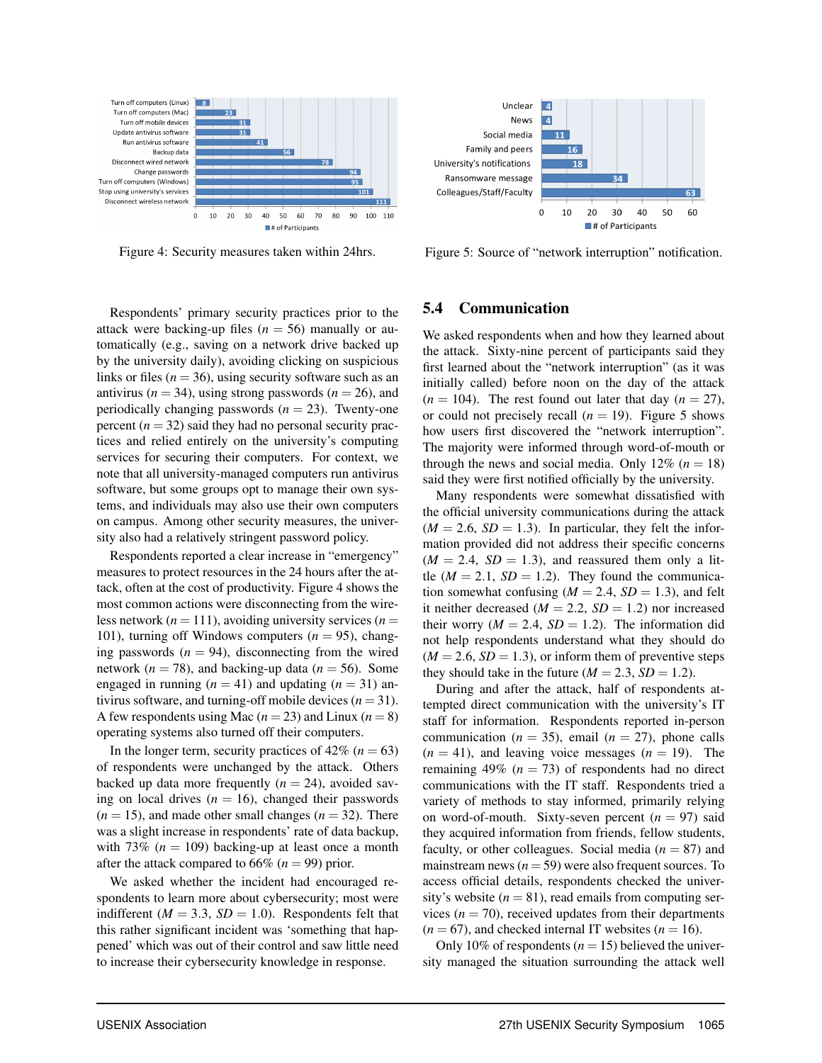Turn off computers (Linux) 8
Turn off computers (Mac) 23
Turn off mobile devices 31
Update antivirus software 31
Run antivirus software 41
Backup data 56
Disconnect wired network 78
Change passwords 94
Turn off computers (Windows) 95
Stop using university's services 101
Disconnect wireless network 111

0 10 20 30 40 50 60 70 80 90 100 110

# of Participants

Figure 4: Security measures taken within 24hrs.

Unclear 4
News 4
Social media 11
Family and peers 16
University's notifications 18
Ransomware message 34
Colleagues/Staff/Faculty 63

0 10 20 30 40 50 60

# of Participants

Figure 5: Source of "network interruption" notification.

Respondents' primary security practices prior to the attack were backing-up files ($n = 56$) manually or automatically (e.g., saving on a network drive backed up by the university daily), avoiding clicking on suspicious links or files ($n = 36$), using security software such as an antivirus ($n = 34$), using strong passwords ($n = 26$), and periodically changing passwords ($n = 23$). Twenty-one percent ($n = 32$) said they had no personal security practices and relied entirely on the university's computing services for securing their computers. For context, we note that all university-managed computers run antivirus software, but some groups opt to manage their own systems, and individuals may also use their own computers on campus. Among other security measures, the university also had a relatively stringent password policy.

Respondents reported a clear increase in "emergency" measures to protect resources in the 24 hours after the attack, often at the cost of productivity. Figure 4 shows the most common actions were disconnecting from the wireless network ($n = 111$), avoiding university services ($n = 101$), turning off Windows computers ($n = 95$), changing passwords ($n = 94$), disconnecting from the wired network ($n = 78$), and backing-up data ($n = 56$). Some engaged in running ($n = 41$) and updating ($n = 31$) antivirus software, and turning-off mobile devices ($n = 31$). A few respondents using Mac ($n = 23$) and Linux ($n = 8$) operating systems also turned off their computers.

In the longer term, security practices of 42% ($n = 63$) of respondents were unchanged by the attack. Others backed up data more frequently ($n = 24$), avoided saving on local drives ($n = 16$), changed their passwords ($n = 15$), and made other small changes ($n = 32$). There was a slight increase in respondents' rate of data backup, with 73% ($n = 109$) backing-up at least once a month after the attack compared to 66% ($n = 99$) prior.

We asked whether the incident had encouraged respondents to learn more about cybersecurity; most were indifferent ($M = 3.3$, $SD = 1.0$). Respondents felt that this rather significant incident was 'something that happened' which was out of their control and saw little need to increase their cybersecurity knowledge in response.

## 5.4 Communication

We asked respondents when and how they learned about the attack. Sixty-nine percent of participants said they first learned about the "network interruption" (as it was initially called) before noon on the day of the attack ($n = 104$). The rest found out later that day ($n = 27$), or could not precisely recall ($n = 19$). Figure 5 shows how users first discovered the "network interruption". The majority were informed through word-of-mouth or through the news and social media. Only 12% ($n = 18$) said they were first notified officially by the university.

Many respondents were somewhat dissatisfied with the official university communications during the attack ($M = 2.6$, $SD = 1.3$). In particular, they felt the information provided did not address their specific concerns ($M = 2.4$, $SD = 1.3$), and reassured them only a little ($M = 2.1$, $SD = 1.2$). They found the communication somewhat confusing ($M = 2.4$, $SD = 1.3$), and felt it neither decreased ($M = 2.2$, $SD = 1.2$) nor increased their worry ($M = 2.4$, $SD = 1.2$). The information did not help respondents understand what they should do ($M = 2.6$, $SD = 1.3$), or inform them of preventive steps they should take in the future ($M = 2.3$, $SD = 1.2$).

During and after the attack, half of respondents attempted direct communication with the university's IT staff for information. Respondents reported in-person communication ($n = 35$), email ($n = 27$), phone calls ($n = 41$), and leaving voice messages ($n = 19$). The remaining 49% ($n = 73$) of respondents had no direct communications with the IT staff. Respondents tried a variety of methods to stay informed, primarily relying on word-of-mouth. Sixty-seven percent ($n = 97$) said they acquired information from friends, fellow students, faculty, or other colleagues. Social media ($n = 87$) and mainstream news ($n = 59$) were also frequent sources. To access official details, respondents checked the university's website ($n = 81$), read emails from computing services ($n = 70$), received updates from their departments ($n = 67$), and checked internal IT websites ($n = 16$).

Only 10% of respondents ($n = 15$) believed the university managed the situation surrounding the attack well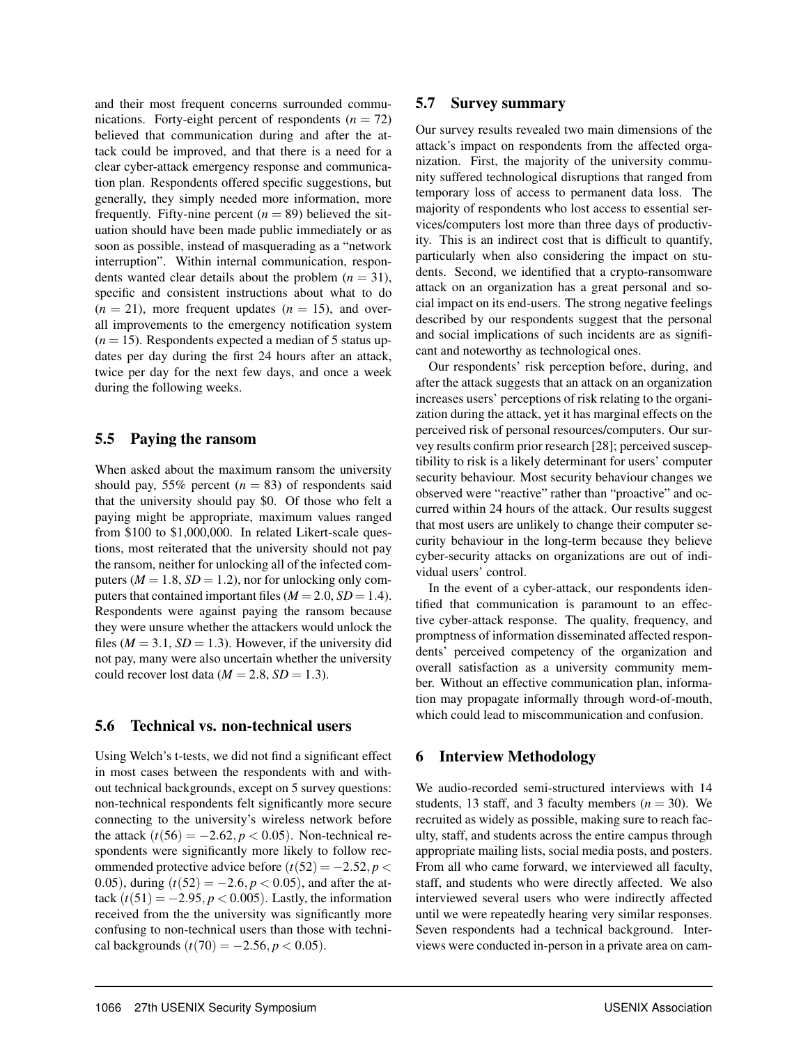and their most frequent concerns surrounded communications. Forty-eight percent of respondents ($n = 72$) believed that communication during and after the attack could be improved, and that there is a need for a clear cyber-attack emergency response and communication plan. Respondents offered specific suggestions, but generally, they simply needed more information, more frequently. Fifty-nine percent ($n = 89$) believed the situation should have been made public immediately or as soon as possible, instead of masquerading as a "network interruption". Within internal communication, respondents wanted clear details about the problem ($n = 31$), specific and consistent instructions about what to do ($n = 21$), more frequent updates ($n = 15$), and overall improvements to the emergency notification system ($n = 15$). Respondents expected a median of 5 status updates per day during the first 24 hours after an attack, twice per day for the next few days, and once a week during the following weeks.

## 5.5 Paying the ransom

When asked about the maximum ransom the university should pay, 55% percent ($n = 83$) of respondents said that the university should pay $0. Of those who felt a paying might be appropriate, maximum values ranged from $100 to $1,000,000. In related Likert-scale questions, most reiterated that the university should not pay the ransom, neither for unlocking all of the infected computers ($M = 1.8$, $SD = 1.2$), nor for unlocking only computers that contained important files ($M = 2.0$, $SD = 1.4$). Respondents were against paying the ransom because they were unsure whether the attackers would unlock the files ($M = 3.1$, $SD = 1.3$). However, if the university did not pay, many were also uncertain whether the university could recover lost data ($M = 2.8$, $SD = 1.3$).

## 5.6 Technical vs. non-technical users

Using Welch's t-tests, we did not find a significant effect in most cases between the respondents with and without technical backgrounds, except on 5 survey questions: non-technical respondents felt significantly more secure connecting to the university's wireless network before the attack ($t(56) = -2.62, p < 0.05$). Non-technical respondents were significantly more likely to follow recommended protective advice before ($t(52) = -2.52, p < 0.05$), during ($t(52) = -2.6, p < 0.05$), and after the attack ($t(51) = -2.95, p < 0.005$). Lastly, the information received from the the university was significantly more confusing to non-technical users than those with technical backgrounds ($t(70) = -2.56, p < 0.05$).

## 5.7 Survey summary

Our survey results revealed two main dimensions of the attack's impact on respondents from the affected organization. First, the majority of the university community suffered technological disruptions that ranged from temporary loss of access to permanent data loss. The majority of respondents who lost access to essential services/computers lost more than three days of productivity. This is an indirect cost that is difficult to quantify, particularly when also considering the impact on students. Second, we identified that a crypto-ransomware attack on an organization has a great personal and social impact on its end-users. The strong negative feelings described by our respondents suggest that the personal and social implications of such incidents are as significant and noteworthy as technological ones.

Our respondents' risk perception before, during, and after the attack suggests that an attack on an organization increases users' perceptions of risk relating to the organization during the attack, yet it has marginal effects on the perceived risk of personal resources/computers. Our survey results confirm prior research [28]; perceived susceptibility to risk is a likely determinant for users' computer security behaviour. Most security behaviour changes we observed were "reactive" rather than "proactive" and occurred within 24 hours of the attack. Our results suggest that most users are unlikely to change their computer security behaviour in the long-term because they believe cyber-security attacks on organizations are out of individual users' control.

In the event of a cyber-attack, our respondents identified that communication is paramount to an effective cyber-attack response. The quality, frequency, and promptness of information disseminated affected respondents' perceived competency of the organization and overall satisfaction as a university community member. Without an effective communication plan, information may propagate informally through word-of-mouth, which could lead to miscommunication and confusion.

# 6 Interview Methodology

We audio-recorded semi-structured interviews with 14 students, 13 staff, and 3 faculty members ($n = 30$). We recruited as widely as possible, making sure to reach faculty, staff, and students across the entire campus through appropriate mailing lists, social media posts, and posters. From all who came forward, we interviewed all faculty, staff, and students who were directly affected. We also interviewed several users who were indirectly affected until we were repeatedly hearing very similar responses. Seven respondents had a technical background. Interviews were conducted in-person in a private area on cam-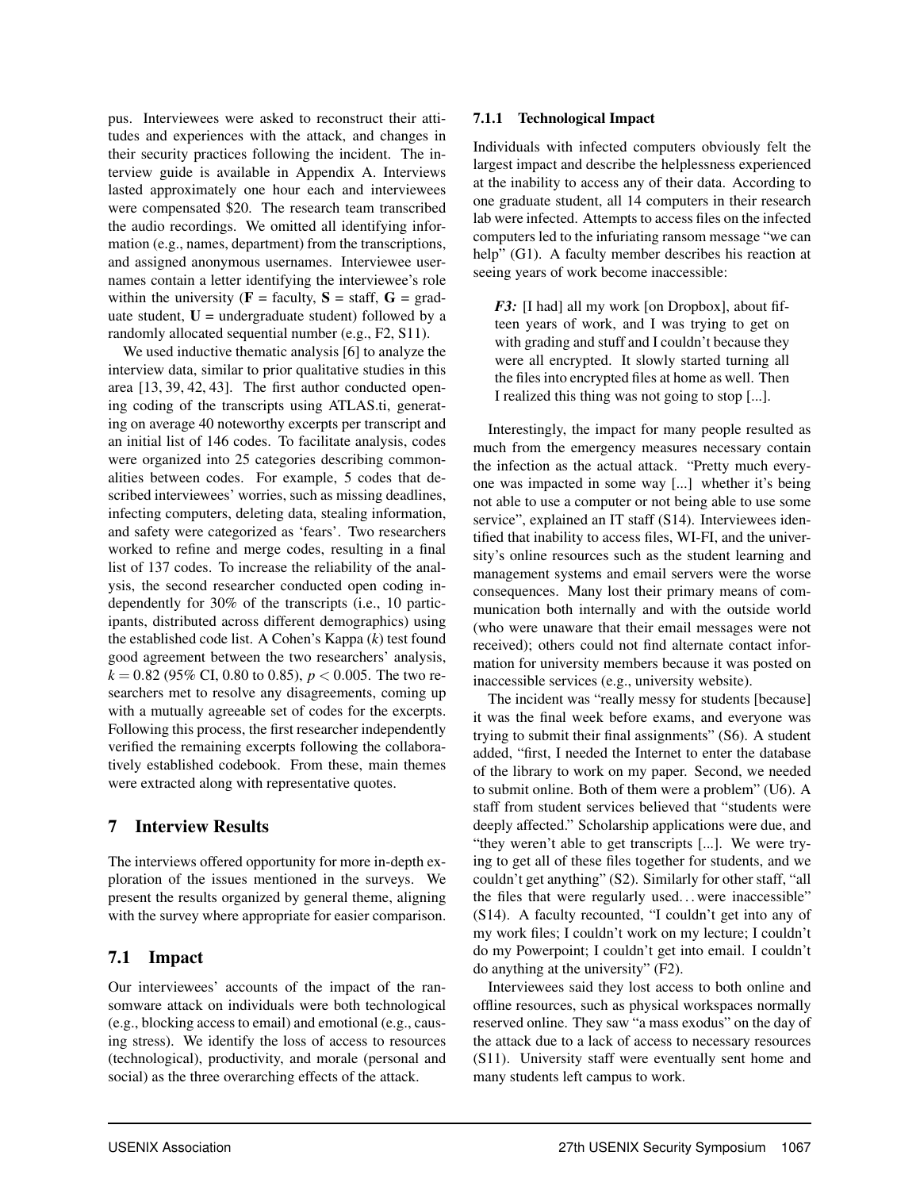pus. Interviewees were asked to reconstruct their attitudes and experiences with the attack, and changes in their security practices following the incident. The interview guide is available in Appendix A. Interviews lasted approximately one hour each and interviewees were compensated $20. The research team transcribed the audio recordings. We omitted all identifying information (e.g., names, department) from the transcriptions, and assigned anonymous usernames. Interviewee usernames contain a letter identifying the interviewee's role within the university (**F** = faculty, **S** = staff, **G** = graduate student, **U** = undergraduate student) followed by a randomly allocated sequential number (e.g., F2, S11).

We used inductive thematic analysis [6] to analyze the interview data, similar to prior qualitative studies in this area [13, 39, 42, 43]. The first author conducted opening coding of the transcripts using ATLAS.ti, generating on average 40 noteworthy excerpts per transcript and an initial list of 146 codes. To facilitate analysis, codes were organized into 25 categories describing commonalities between codes. For example, 5 codes that described interviewees' worries, such as missing deadlines, infecting computers, deleting data, stealing information, and safety were categorized as 'fears'. Two researchers worked to refine and merge codes, resulting in a final list of 137 codes. To increase the reliability of the analysis, the second researcher conducted open coding independently for 30% of the transcripts (i.e., 10 participants, distributed across different demographics) using the established code list. A Cohen's Kappa ($k$) test found good agreement between the two researchers' analysis, $k = 0.82$ (95% CI, 0.80 to 0.85), $p < 0.005$. The two researchers met to resolve any disagreements, coming up with a mutually agreeable set of codes for the excerpts. Following this process, the first researcher independently verified the remaining excerpts following the collaboratively established codebook. From these, main themes were extracted along with representative quotes.

## 7 Interview Results

The interviews offered opportunity for more in-depth exploration of the issues mentioned in the surveys. We present the results organized by general theme, aligning with the survey where appropriate for easier comparison.

### 7.1 Impact

Our interviewees' accounts of the impact of the ransomware attack on individuals were both technological (e.g., blocking access to email) and emotional (e.g., causing stress). We identify the loss of access to resources (technological), productivity, and morale (personal and social) as the three overarching effects of the attack.

#### 7.1.1 Technological Impact

Individuals with infected computers obviously felt the largest impact and describe the helplessness experienced at the inability to access any of their data. According to one graduate student, all 14 computers in their research lab were infected. Attempts to access files on the infected computers led to the infuriating ransom message "we can help" (G1). A faculty member describes his reaction at seeing years of work become inaccessible:

> ***F3:*** [I had] all my work [on Dropbox], about fifteen years of work, and I was trying to get on with grading and stuff and I couldn't because they were all encrypted. It slowly started turning all the files into encrypted files at home as well. Then I realized this thing was not going to stop [...].

Interestingly, the impact for many people resulted as much from the emergency measures necessary contain the infection as the actual attack. "Pretty much everyone was impacted in some way [...] whether it's being not able to use a computer or not being able to use some service", explained an IT staff (S14). Interviewees identified that inability to access files, WI-FI, and the university's online resources such as the student learning and management systems and email servers were the worse consequences. Many lost their primary means of communication both internally and with the outside world (who were unaware that their email messages were not received); others could not find alternate contact information for university members because it was posted on inaccessible services (e.g., university website).

The incident was "really messy for students [because] it was the final week before exams, and everyone was trying to submit their final assignments" (S6). A student added, "first, I needed the Internet to enter the database of the library to work on my paper. Second, we needed to submit online. Both of them were a problem" (U6). A staff from student services believed that "students were deeply affected." Scholarship applications were due, and "they weren't able to get transcripts [...]. We were trying to get all of these files together for students, and we couldn't get anything" (S2). Similarly for other staff, "all the files that were regularly used... were inaccessible" (S14). A faculty recounted, "I couldn't get into any of my work files; I couldn't work on my lecture; I couldn't do my Powerpoint; I couldn't get into email. I couldn't do anything at the university" (F2).

Interviewees said they lost access to both online and offline resources, such as physical workspaces normally reserved online. They saw "a mass exodus" on the day of the attack due to a lack of access to necessary resources (S11). University staff were eventually sent home and many students left campus to work.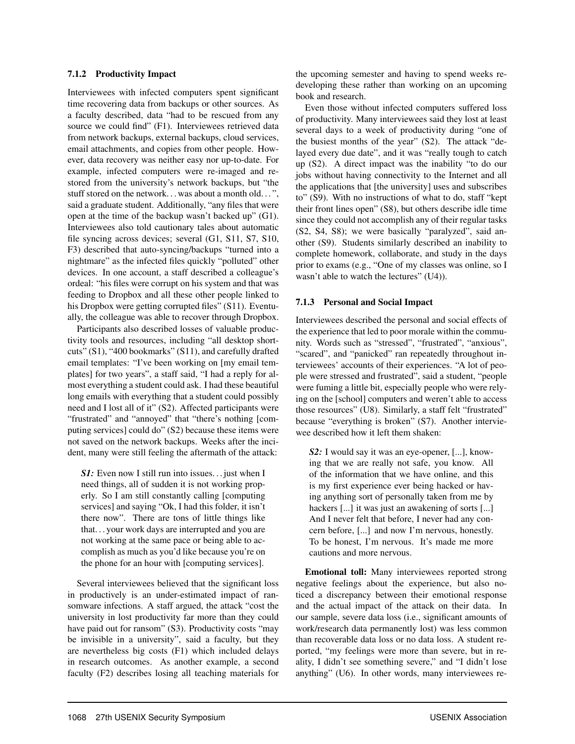#### 7.1.2 Productivity Impact

Interviewees with infected computers spent significant time recovering data from backups or other sources. As a faculty described, data "had to be rescued from any source we could find" (F1). Interviewees retrieved data from network backups, external backups, cloud services, email attachments, and copies from other people. However, data recovery was neither easy nor up-to-date. For example, infected computers were re-imaged and restored from the university's network backups, but "the stuff stored on the network. . . was about a month old. . . ", said a graduate student. Additionally, "any files that were open at the time of the backup wasn't backed up" (G1). Interviewees also told cautionary tales about automatic file syncing across devices; several (G1, S11, S7, S10, F3) described that auto-syncing/backups "turned into a nightmare" as the infected files quickly "polluted" other devices. In one account, a staff described a colleague's ordeal: "his files were corrupt on his system and that was feeding to Dropbox and all these other people linked to his Dropbox were getting corrupted files" (S11). Eventually, the colleague was able to recover through Dropbox.

Participants also described losses of valuable productivity tools and resources, including "all desktop shortcuts" (S1), "400 bookmarks" (S11), and carefully drafted email templates: "I've been working on [my email templates] for two years", a staff said, "I had a reply for almost everything a student could ask. I had these beautiful long emails with everything that a student could possibly need and I lost all of it" (S2). Affected participants were "frustrated" and "annoyed" that "there's nothing [computing services] could do" (S2) because these items were not saved on the network backups. Weeks after the incident, many were still feeling the aftermath of the attack:

> ***S1:*** Even now I still run into issues. . . just when I need things, all of sudden it is not working properly. So I am still constantly calling [computing services] and saying "Ok, I had this folder, it isn't there now". There are tons of little things like that. . . your work days are interrupted and you are not working at the same pace or being able to accomplish as much as you'd like because you're on the phone for an hour with [computing services].

Several interviewees believed that the significant loss in productively is an under-estimated impact of ransomware infections. A staff argued, the attack "cost the university in lost productivity far more than they could have paid out for ransom" (S3). Productivity costs "may be invisible in a university", said a faculty, but they are nevertheless big costs (F1) which included delays in research outcomes. As another example, a second faculty (F2) describes losing all teaching materials for the upcoming semester and having to spend weeks redeveloping these rather than working on an upcoming book and research.

Even those without infected computers suffered loss of productivity. Many interviewees said they lost at least several days to a week of productivity during "one of the busiest months of the year" (S2). The attack "delayed every due date", and it was "really tough to catch up (S2). A direct impact was the inability "to do our jobs without having connectivity to the Internet and all the applications that [the university] uses and subscribes to" (S9). With no instructions of what to do, staff "kept their front lines open" (S8), but others describe idle time since they could not accomplish any of their regular tasks (S2, S4, S8); we were basically "paralyzed", said another (S9). Students similarly described an inability to complete homework, collaborate, and study in the days prior to exams (e.g., "One of my classes was online, so I wasn't able to watch the lectures" (U4)).

#### 7.1.3 Personal and Social Impact

Interviewees described the personal and social effects of the experience that led to poor morale within the community. Words such as "stressed", "frustrated", "anxious", "scared", and "panicked" ran repeatedly throughout interviewees' accounts of their experiences. "A lot of people were stressed and frustrated", said a student, "people were fuming a little bit, especially people who were relying on the [school] computers and weren't able to access those resources" (U8). Similarly, a staff felt "frustrated" because "everything is broken" (S7). Another interviewee described how it left them shaken:

> ***S2:*** I would say it was an eye-opener, [...], knowing that we are really not safe, you know. All of the information that we have online, and this is my first experience ever being hacked or having anything sort of personally taken from me by hackers [...] it was just an awakening of sorts [...] And I never felt that before, I never had any concern before, [...] and now I'm nervous, honestly. To be honest, I'm nervous. It's made me more cautions and more nervous.

**Emotional toll:** Many interviewees reported strong negative feelings about the experience, but also noticed a discrepancy between their emotional response and the actual impact of the attack on their data. In our sample, severe data loss (i.e., significant amounts of work/research data permanently lost) was less common than recoverable data loss or no data loss. A student reported, "my feelings were more than severe, but in reality, I didn't see something severe," and "I didn't lose anything" (U6). In other words, many interviewees re-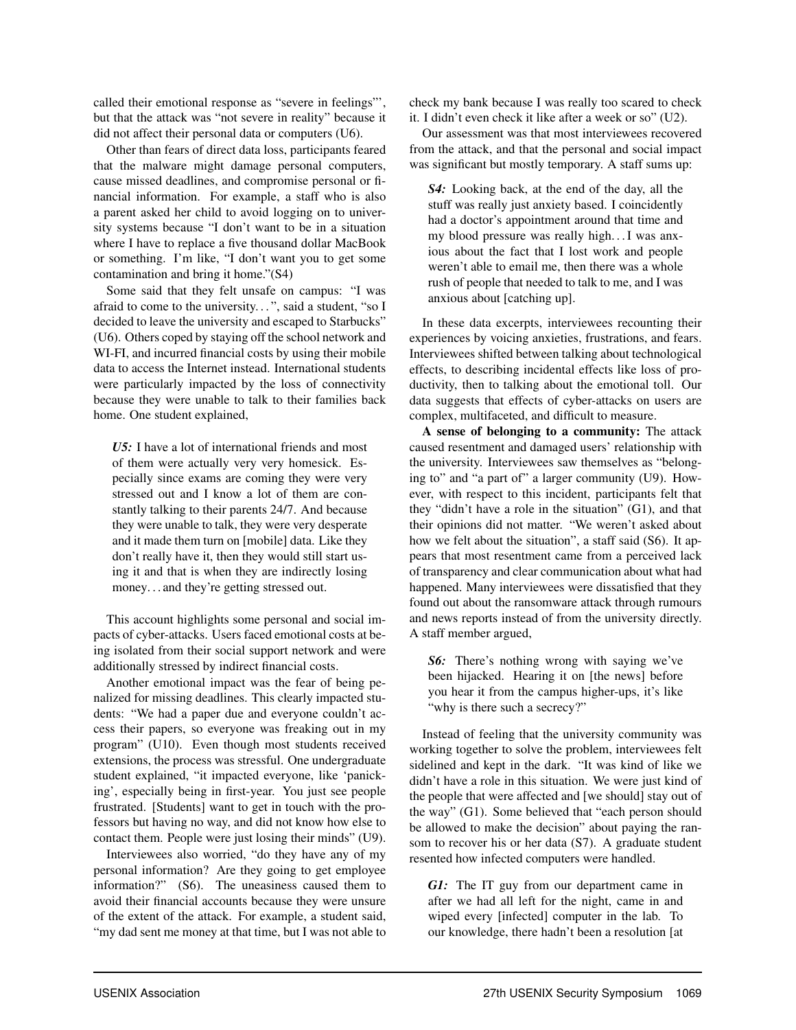called their emotional response as "severe in feelings"', but that the attack was "not severe in reality" because it did not affect their personal data or computers (U6).

Other than fears of direct data loss, participants feared that the malware might damage personal computers, cause missed deadlines, and compromise personal or financial information. For example, a staff who is also a parent asked her child to avoid logging on to university systems because "I don't want to be in a situation where I have to replace a five thousand dollar MacBook or something. I'm like, "I don't want you to get some contamination and bring it home."(S4)

Some said that they felt unsafe on campus: "I was afraid to come to the university. . . ", said a student, "so I decided to leave the university and escaped to Starbucks" (U6). Others coped by staying off the school network and WI-FI, and incurred financial costs by using their mobile data to access the Internet instead. International students were particularly impacted by the loss of connectivity because they were unable to talk to their families back home. One student explained,

> ***U5:*** I have a lot of international friends and most of them were actually very very homesick. Especially since exams are coming they were very stressed out and I know a lot of them are constantly talking to their parents 24/7. And because they were unable to talk, they were very desperate and it made them turn on [mobile] data. Like they don't really have it, then they would still start using it and that is when they are indirectly losing money. . . and they're getting stressed out.

This account highlights some personal and social impacts of cyber-attacks. Users faced emotional costs at being isolated from their social support network and were additionally stressed by indirect financial costs.

Another emotional impact was the fear of being penalized for missing deadlines. This clearly impacted students: "We had a paper due and everyone couldn't access their papers, so everyone was freaking out in my program" (U10). Even though most students received extensions, the process was stressful. One undergraduate student explained, "it impacted everyone, like 'panicking', especially being in first-year. You just see people frustrated. [Students] want to get in touch with the professors but having no way, and did not know how else to contact them. People were just losing their minds" (U9).

Interviewees also worried, "do they have any of my personal information? Are they going to get employee information?" (S6). The uneasiness caused them to avoid their financial accounts because they were unsure of the extent of the attack. For example, a student said, "my dad sent me money at that time, but I was not able to check my bank because I was really too scared to check it. I didn't even check it like after a week or so" (U2).

Our assessment was that most interviewees recovered from the attack, and that the personal and social impact was significant but mostly temporary. A staff sums up:

> ***S4:*** Looking back, at the end of the day, all the stuff was really just anxiety based. I coincidently had a doctor's appointment around that time and my blood pressure was really high. . . I was anxious about the fact that I lost work and people weren't able to email me, then there was a whole rush of people that needed to talk to me, and I was anxious about [catching up].

In these data excerpts, interviewees recounting their experiences by voicing anxieties, frustrations, and fears. Interviewees shifted between talking about technological effects, to describing incidental effects like loss of productivity, then to talking about the emotional toll. Our data suggests that effects of cyber-attacks on users are complex, multifaceted, and difficult to measure.

**A sense of belonging to a community:** The attack caused resentment and damaged users' relationship with the university. Interviewees saw themselves as "belonging to" and "a part of" a larger community (U9). However, with respect to this incident, participants felt that they "didn't have a role in the situation" (G1), and that their opinions did not matter. "We weren't asked about how we felt about the situation", a staff said (S6). It appears that most resentment came from a perceived lack of transparency and clear communication about what had happened. Many interviewees were dissatisfied that they found out about the ransomware attack through rumours and news reports instead of from the university directly. A staff member argued,

> ***S6:*** There's nothing wrong with saying we've been hijacked. Hearing it on [the news] before you hear it from the campus higher-ups, it's like "why is there such a secrecy?"

Instead of feeling that the university community was working together to solve the problem, interviewees felt sidelined and kept in the dark. "It was kind of like we didn't have a role in this situation. We were just kind of the people that were affected and [we should] stay out of the way" (G1). Some believed that "each person should be allowed to make the decision" about paying the ransom to recover his or her data (S7). A graduate student resented how infected computers were handled.

> ***G1:*** The IT guy from our department came in after we had all left for the night, came in and wiped every [infected] computer in the lab. To our knowledge, there hadn't been a resolution [at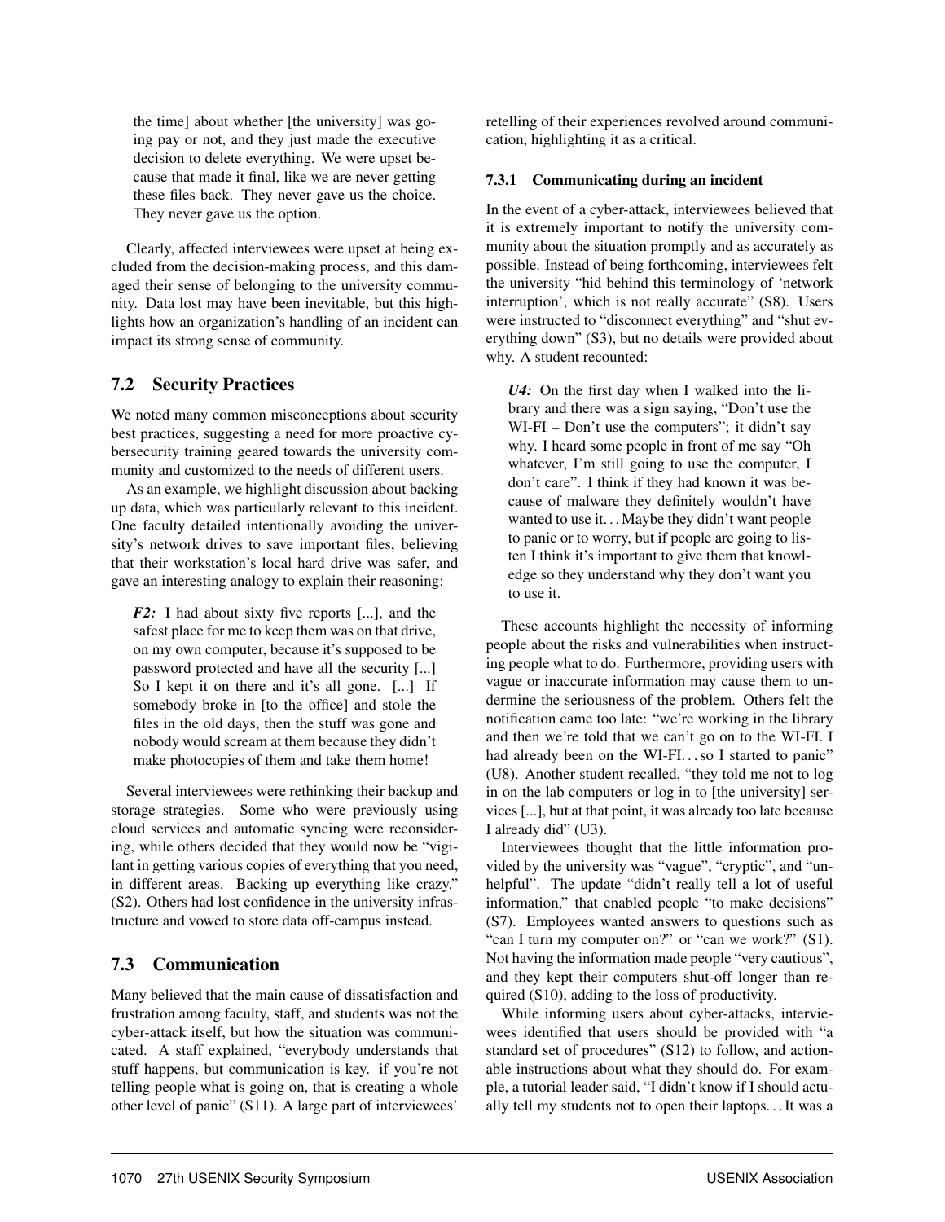the time] about whether [the university] was going pay or not, and they just made the executive decision to delete everything. We were upset because that made it final, like we are never getting these files back. They never gave us the choice. They never gave us the option.

Clearly, affected interviewees were upset at being excluded from the decision-making process, and this damaged their sense of belonging to the university community. Data lost may have been inevitable, but this highlights how an organization's handling of an incident can impact its strong sense of community.

## 7.2 Security Practices

We noted many common misconceptions about security best practices, suggesting a need for more proactive cybersecurity training geared towards the university community and customized to the needs of different users.

As an example, we highlight discussion about backing up data, which was particularly relevant to this incident. One faculty detailed intentionally avoiding the university's network drives to save important files, believing that their workstation's local hard drive was safer, and gave an interesting analogy to explain their reasoning:

> ***F2:*** I had about sixty five reports [...], and the safest place for me to keep them was on that drive, on my own computer, because it's supposed to be password protected and have all the security [...] So I kept it on there and it's all gone. [...] If somebody broke in [to the office] and stole the files in the old days, then the stuff was gone and nobody would scream at them because they didn't make photocopies of them and take them home!

Several interviewees were rethinking their backup and storage strategies. Some who were previously using cloud services and automatic syncing were reconsidering, while others decided that they would now be "vigilant in getting various copies of everything that you need, in different areas. Backing up everything like crazy." (S2). Others had lost confidence in the university infrastructure and vowed to store data off-campus instead.

## 7.3 Communication

Many believed that the main cause of dissatisfaction and frustration among faculty, staff, and students was not the cyber-attack itself, but how the situation was communicated. A staff explained, "everybody understands that stuff happens, but communication is key. if you're not telling people what is going on, that is creating a whole other level of panic" (S11). A large part of interviewees' retelling of their experiences revolved around communication, highlighting it as a critical.

### 7.3.1 Communicating during an incident

In the event of a cyber-attack, interviewees believed that it is extremely important to notify the university community about the situation promptly and as accurately as possible. Instead of being forthcoming, interviewees felt the university "hid behind this terminology of 'network interruption', which is not really accurate" (S8). Users were instructed to "disconnect everything" and "shut everything down" (S3), but no details were provided about why. A student recounted:

> ***U4:*** On the first day when I walked into the library and there was a sign saying, "Don't use the WI-FI – Don't use the computers"; it didn't say why. I heard some people in front of me say "Oh whatever, I'm still going to use the computer, I don't care". I think if they had known it was because of malware they definitely wouldn't have wanted to use it... Maybe they didn't want people to panic or to worry, but if people are going to listen I think it's important to give them that knowledge so they understand why they don't want you to use it.

These accounts highlight the necessity of informing people about the risks and vulnerabilities when instructing people what to do. Furthermore, providing users with vague or inaccurate information may cause them to undermine the seriousness of the problem. Others felt the notification came too late: "we're working in the library and then we're told that we can't go on to the WI-FI. I had already been on the WI-FI... so I started to panic" (U8). Another student recalled, "they told me not to log in on the lab computers or log in to [the university] services [...], but at that point, it was already too late because I already did" (U3).

Interviewees thought that the little information provided by the university was "vague", "cryptic", and "unhelpful". The update "didn't really tell a lot of useful information," that enabled people "to make decisions" (S7). Employees wanted answers to questions such as "can I turn my computer on?" or "can we work?" (S1). Not having the information made people "very cautious", and they kept their computers shut-off longer than required (S10), adding to the loss of productivity.

While informing users about cyber-attacks, interviewees identified that users should be provided with "a standard set of procedures" (S12) to follow, and actionable instructions about what they should do. For example, a tutorial leader said, "I didn't know if I should actually tell my students not to open their laptops... It was a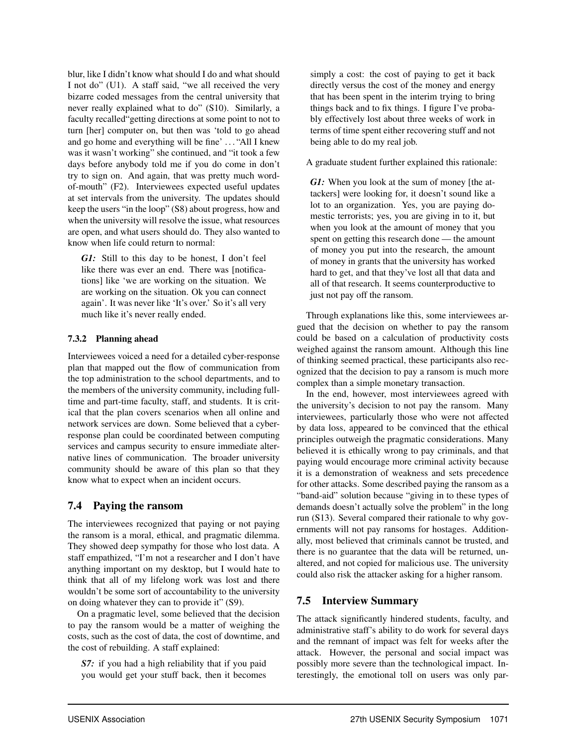blur, like I didn't know what should I do and what should I not do" (U1). A staff said, "we all received the very bizarre coded messages from the central university that never really explained what to do" (S10). Similarly, a faculty recalled"getting directions at some point to not to turn [her] computer on, but then was 'told to go ahead and go home and everything will be fine' ... "All I knew was it wasn't working" she continued, and "it took a few days before anybody told me if you do come in don't try to sign on. And again, that was pretty much word-of-mouth" (F2). Interviewees expected useful updates at set intervals from the university. The updates should keep the users "in the loop" (S8) about progress, how and when the university will resolve the issue, what resources are open, and what users should do. They also wanted to know when life could return to normal:

> ***G1:*** Still to this day to be honest, I don't feel like there was ever an end. There was [notifications] like 'we are working on the situation. We are working on the situation. Ok you can connect again'. It was never like 'It's over.' So it's all very much like it's never really ended.

#### 7.3.2 Planning ahead

Interviewees voiced a need for a detailed cyber-response plan that mapped out the flow of communication from the top administration to the school departments, and to the members of the university community, including full-time and part-time faculty, staff, and students. It is critical that the plan covers scenarios when all online and network services are down. Some believed that a cyber-response plan could be coordinated between computing services and campus security to ensure immediate alternative lines of communication. The broader university community should be aware of this plan so that they know what to expect when an incident occurs.

### 7.4 Paying the ransom

The interviewees recognized that paying or not paying the ransom is a moral, ethical, and pragmatic dilemma. They showed deep sympathy for those who lost data. A staff empathized, "I'm not a researcher and I don't have anything important on my desktop, but I would hate to think that all of my lifelong work was lost and there wouldn't be some sort of accountability to the university on doing whatever they can to provide it" (S9).

On a pragmatic level, some believed that the decision to pay the ransom would be a matter of weighing the costs, such as the cost of data, the cost of downtime, and the cost of rebuilding. A staff explained:

> ***S7:*** if you had a high reliability that if you paid you would get your stuff back, then it becomes simply a cost: the cost of paying to get it back directly versus the cost of the money and energy that has been spent in the interim trying to bring things back and to fix things. I figure I've probably effectively lost about three weeks of work in terms of time spent either recovering stuff and not being able to do my real job.

A graduate student further explained this rationale:

> ***G1:*** When you look at the sum of money [the attackers] were looking for, it doesn't sound like a lot to an organization. Yes, you are paying domestic terrorists; yes, you are giving in to it, but when you look at the amount of money that you spent on getting this research done — the amount of money you put into the research, the amount of money in grants that the university has worked hard to get, and that they've lost all that data and all of that research. It seems counterproductive to just not pay off the ransom.

Through explanations like this, some interviewees argued that the decision on whether to pay the ransom could be based on a calculation of productivity costs weighed against the ransom amount. Although this line of thinking seemed practical, these participants also recognized that the decision to pay a ransom is much more complex than a simple monetary transaction.

In the end, however, most interviewees agreed with the university's decision to not pay the ransom. Many interviewees, particularly those who were not affected by data loss, appeared to be convinced that the ethical principles outweigh the pragmatic considerations. Many believed it is ethically wrong to pay criminals, and that paying would encourage more criminal activity because it is a demonstration of weakness and sets precedence for other attacks. Some described paying the ransom as a "band-aid" solution because "giving in to these types of demands doesn't actually solve the problem" in the long run (S13). Several compared their rationale to why governments will not pay ransoms for hostages. Additionally, most believed that criminals cannot be trusted, and there is no guarantee that the data will be returned, unaltered, and not copied for malicious use. The university could also risk the attacker asking for a higher ransom.

### 7.5 Interview Summary

The attack significantly hindered students, faculty, and administrative staff's ability to do work for several days and the remnant of impact was felt for weeks after the attack. However, the personal and social impact was possibly more severe than the technological impact. Interestingly, the emotional toll on users was only par-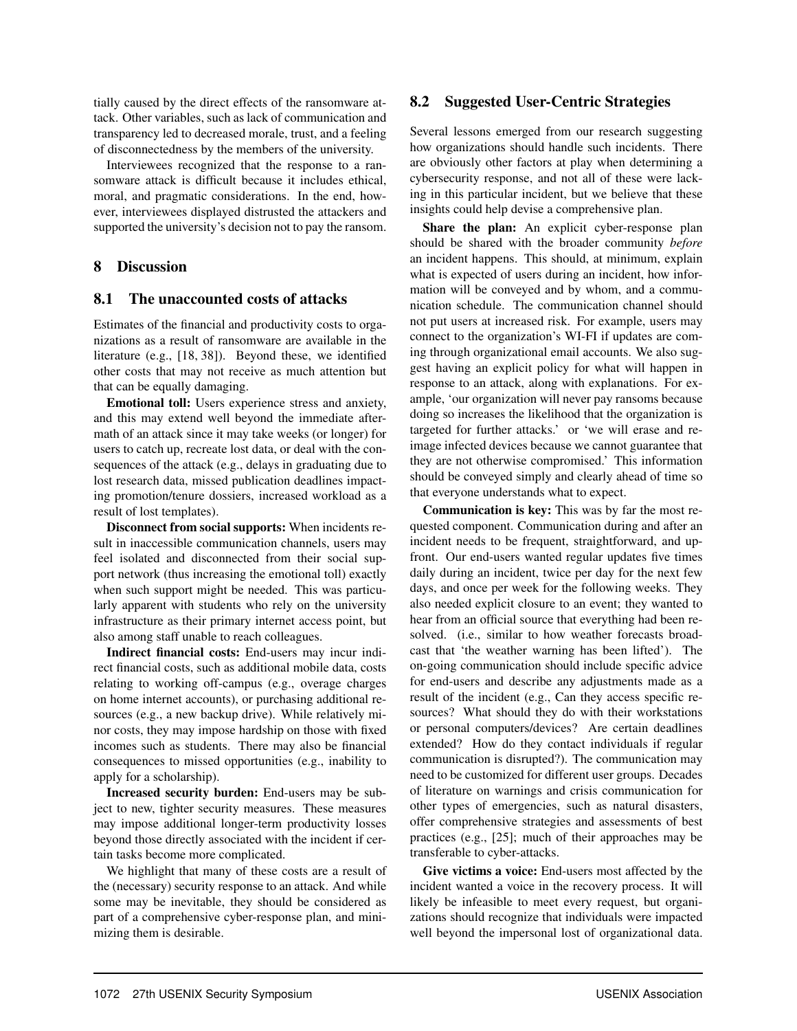tially caused by the direct effects of the ransomware attack. Other variables, such as lack of communication and transparency led to decreased morale, trust, and a feeling of disconnectedness by the members of the university.

Interviewees recognized that the response to a ransomware attack is difficult because it includes ethical, moral, and pragmatic considerations. In the end, however, interviewees displayed distrusted the attackers and supported the university's decision not to pay the ransom.

## 8 Discussion

### 8.1 The unaccounted costs of attacks

Estimates of the financial and productivity costs to organizations as a result of ransomware are available in the literature (e.g., [18, 38]). Beyond these, we identified other costs that may not receive as much attention but that can be equally damaging.

**Emotional toll:** Users experience stress and anxiety, and this may extend well beyond the immediate aftermath of an attack since it may take weeks (or longer) for users to catch up, recreate lost data, or deal with the consequences of the attack (e.g., delays in graduating due to lost research data, missed publication deadlines impacting promotion/tenure dossiers, increased workload as a result of lost templates).

**Disconnect from social supports:** When incidents result in inaccessible communication channels, users may feel isolated and disconnected from their social support network (thus increasing the emotional toll) exactly when such support might be needed. This was particularly apparent with students who rely on the university infrastructure as their primary internet access point, but also among staff unable to reach colleagues.

**Indirect financial costs:** End-users may incur indirect financial costs, such as additional mobile data, costs relating to working off-campus (e.g., overage charges on home internet accounts), or purchasing additional resources (e.g., a new backup drive). While relatively minor costs, they may impose hardship on those with fixed incomes such as students. There may also be financial consequences to missed opportunities (e.g., inability to apply for a scholarship).

**Increased security burden:** End-users may be subject to new, tighter security measures. These measures may impose additional longer-term productivity losses beyond those directly associated with the incident if certain tasks become more complicated.

We highlight that many of these costs are a result of the (necessary) security response to an attack. And while some may be inevitable, they should be considered as part of a comprehensive cyber-response plan, and minimizing them is desirable.

### 8.2 Suggested User-Centric Strategies

Several lessons emerged from our research suggesting how organizations should handle such incidents. There are obviously other factors at play when determining a cybersecurity response, and not all of these were lacking in this particular incident, but we believe that these insights could help devise a comprehensive plan.

**Share the plan:** An explicit cyber-response plan should be shared with the broader community *before* an incident happens. This should, at minimum, explain what is expected of users during an incident, how information will be conveyed and by whom, and a communication schedule. The communication channel should not put users at increased risk. For example, users may connect to the organization's WI-FI if updates are coming through organizational email accounts. We also suggest having an explicit policy for what will happen in response to an attack, along with explanations. For example, 'our organization will never pay ransoms because doing so increases the likelihood that the organization is targeted for further attacks.' or 'we will erase and re-image infected devices because we cannot guarantee that they are not otherwise compromised.' This information should be conveyed simply and clearly ahead of time so that everyone understands what to expect.

**Communication is key:** This was by far the most requested component. Communication during and after an incident needs to be frequent, straightforward, and upfront. Our end-users wanted regular updates five times daily during an incident, twice per day for the next few days, and once per week for the following weeks. They also needed explicit closure to an event; they wanted to hear from an official source that everything had been resolved. (i.e., similar to how weather forecasts broadcast that 'the weather warning has been lifted'). The on-going communication should include specific advice for end-users and describe any adjustments made as a result of the incident (e.g., Can they access specific resources? What should they do with their workstations or personal computers/devices? Are certain deadlines extended? How do they contact individuals if regular communication is disrupted?). The communication may need to be customized for different user groups. Decades of literature on warnings and crisis communication for other types of emergencies, such as natural disasters, offer comprehensive strategies and assessments of best practices (e.g., [25]; much of their approaches may be transferable to cyber-attacks.

**Give victims a voice:** End-users most affected by the incident wanted a voice in the recovery process. It will likely be infeasible to meet every request, but organizations should recognize that individuals were impacted well beyond the impersonal lost of organizational data.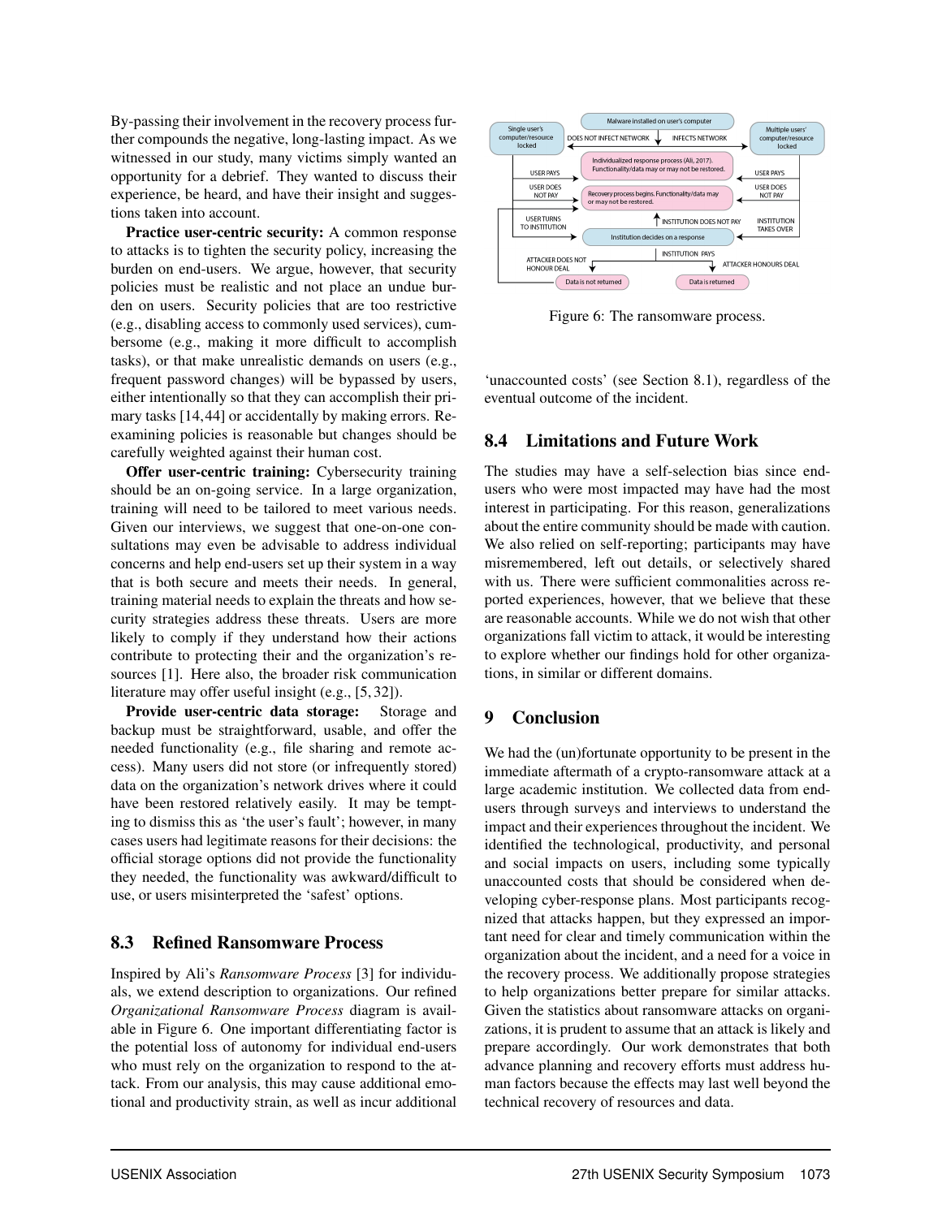By-passing their involvement in the recovery process further compounds the negative, long-lasting impact. As we witnessed in our study, many victims simply wanted an opportunity for a debrief. They wanted to discuss their experience, be heard, and have their insight and suggestions taken into account.

**Practice user-centric security:** A common response to attacks is to tighten the security policy, increasing the burden on end-users. We argue, however, that security policies must be realistic and not place an undue burden on users. Security policies that are too restrictive (e.g., disabling access to commonly used services), cumbersome (e.g., making it more difficult to accomplish tasks), or that make unrealistic demands on users (e.g., frequent password changes) will be bypassed by users, either intentionally so that they can accomplish their primary tasks [14,44] or accidentally by making errors. Re-examining policies is reasonable but changes should be carefully weighted against their human cost.

**Offer user-centric training:** Cybersecurity training should be an on-going service. In a large organization, training will need to be tailored to meet various needs. Given our interviews, we suggest that one-on-one consultations may even be advisable to address individual concerns and help end-users set up their system in a way that is both secure and meets their needs. In general, training material needs to explain the threats and how security strategies address these threats. Users are more likely to comply if they understand how their actions contribute to protecting their and the organization's resources [1]. Here also, the broader risk communication literature may offer useful insight (e.g., [5,32]).

**Provide user-centric data storage:** Storage and backup must be straightforward, usable, and offer the needed functionality (e.g., file sharing and remote access). Many users did not store (or infrequently stored) data on the organization's network drives where it could have been restored relatively easily. It may be tempting to dismiss this as 'the user's fault'; however, in many cases users had legitimate reasons for their decisions: the official storage options did not provide the functionality they needed, the functionality was awkward/difficult to use, or users misinterpreted the 'safest' options.

## 8.3 Refined Ransomware Process

Inspired by Ali's *Ransomware Process* [3] for individuals, we extend description to organizations. Our refined *Organizational Ransomware Process* diagram is available in Figure 6. One important differentiating factor is the potential loss of autonomy for individual end-users who must rely on the organization to respond to the attack. From our analysis, this may cause additional emotional and productivity strain, as well as incur additional 'unaccounted costs' (see Section 8.1), regardless of the eventual outcome of the incident.

Malware installed on user's computer
Single user's computer/resource locked
DOES NOT INFECT NETWORK
INFECTS NETWORK
Multiple users' computer/resource locked
Individualized response process (Ali, 2017). Functionality/data may or may not be restored.
USER PAYS
USER PAYS
USER DOES NOT PAY
USER DOES NOT PAY
Recovery process begins. Functionality/data may or may not be restored.
USER TURNS TO INSTITUTION
INSTITUTION DOES NOT PAY
INSTITUTION TAKES OVER
Institution decides on a response
INSTITUTION PAYS
ATTACKER DOES NOT HONOUR DEAL
ATTACKER HONOURS DEAL
Data is not returned
Data is returned

Figure 6: The ransomware process.

## 8.4 Limitations and Future Work

The studies may have a self-selection bias since end-users who were most impacted may have had the most interest in participating. For this reason, generalizations about the entire community should be made with caution. We also relied on self-reporting; participants may have misremembered, left out details, or selectively shared with us. There were sufficient commonalities across reported experiences, however, that we believe that these are reasonable accounts. While we do not wish that other organizations fall victim to attack, it would be interesting to explore whether our findings hold for other organizations, in similar or different domains.

# 9 Conclusion

We had the (un)fortunate opportunity to be present in the immediate aftermath of a crypto-ransomware attack at a large academic institution. We collected data from end-users through surveys and interviews to understand the impact and their experiences throughout the incident. We identified the technological, productivity, and personal and social impacts on users, including some typically unaccounted costs that should be considered when developing cyber-response plans. Most participants recognized that attacks happen, but they expressed an important need for clear and timely communication within the organization about the incident, and a need for a voice in the recovery process. We additionally propose strategies to help organizations better prepare for similar attacks. Given the statistics about ransomware attacks on organizations, it is prudent to assume that an attack is likely and prepare accordingly. Our work demonstrates that both advance planning and recovery efforts must address human factors because the effects may last well beyond the technical recovery of resources and data.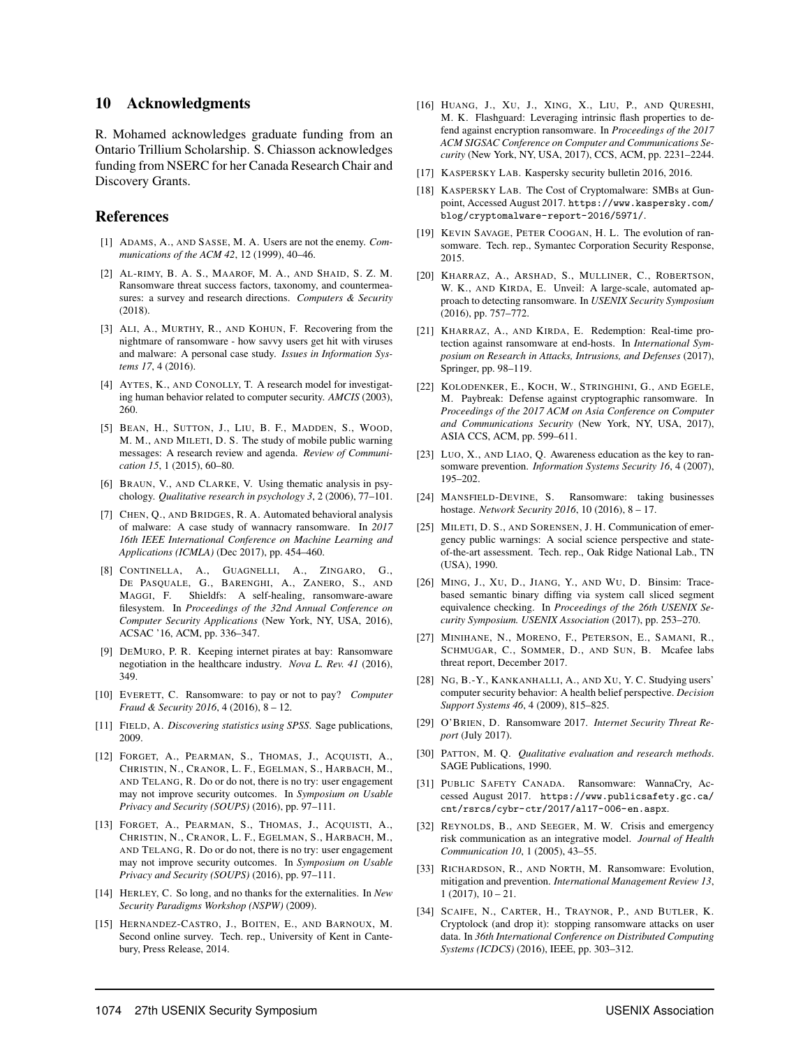## 10 Acknowledgments

R. Mohamed acknowledges graduate funding from an Ontario Trillium Scholarship. S. Chiasson acknowledges funding from NSERC for her Canada Research Chair and Discovery Grants.

## References

[1] Adams, A., and Sasse, M. A. Users are not the enemy. *Communications of the ACM 42*, 12 (1999), 40–46.

[2] Al-rimy, B. A. S., Maarof, M. A., and Shaid, S. Z. M. Ransomware threat success factors, taxonomy, and countermeasures: a survey and research directions. *Computers & Security* (2018).

[3] Ali, A., Murthy, R., and Kohun, F. Recovering from the nightmare of ransomware - how savvy users get hit with viruses and malware: A personal case study. *Issues in Information Systems 17*, 4 (2016).

[4] Aytes, K., and Conolly, T. A research model for investigating human behavior related to computer security. *AMCIS* (2003), 260.

[5] Bean, H., Sutton, J., Liu, B. F., Madden, S., Wood, M. M., and Mileti, D. S. The study of mobile public warning messages: A research review and agenda. *Review of Communication 15*, 1 (2015), 60–80.

[6] Braun, V., and Clarke, V. Using thematic analysis in psychology. *Qualitative research in psychology 3*, 2 (2006), 77–101.

[7] Chen, Q., and Bridges, R. A. Automated behavioral analysis of malware: A case study of wannacry ransomware. In *2017 16th IEEE International Conference on Machine Learning and Applications (ICMLA)* (Dec 2017), pp. 454–460.

[8] Continella, A., Guagnelli, A., Zingaro, G., De Pasquale, G., Barenghi, A., Zanero, S., and Maggi, F. Shieldfs: A self-healing, ransomware-aware filesystem. In *Proceedings of the 32nd Annual Conference on Computer Security Applications* (New York, NY, USA, 2016), ACSAC '16, ACM, pp. 336–347.

[9] DeMuro, P. R. Keeping internet pirates at bay: Ransomware negotiation in the healthcare industry. *Nova L. Rev. 41* (2016), 349.

[10] Everett, C. Ransomware: to pay or not to pay? *Computer Fraud & Security 2016*, 4 (2016), 8 – 12.

[11] Field, A. *Discovering statistics using SPSS*. Sage publications, 2009.

[12] Forget, A., Pearman, S., Thomas, J., Acquisti, A., Christin, N., Cranor, L. F., Egelman, S., Harbach, M., and Telang, R. Do or do not, there is no try: user engagement may not improve security outcomes. In *Symposium on Usable Privacy and Security (SOUPS)* (2016), pp. 97–111.

[13] Forget, A., Pearman, S., Thomas, J., Acquisti, A., Christin, N., Cranor, L. F., Egelman, S., Harbach, M., and Telang, R. Do or do not, there is no try: user engagement may not improve security outcomes. In *Symposium on Usable Privacy and Security (SOUPS)* (2016), pp. 97–111.

[14] Herley, C. So long, and no thanks for the externalities. In *New Security Paradigms Workshop (NSPW)* (2009).

[15] Hernandez-Castro, J., Boiten, E., and Barnoux, M. Second online survey. Tech. rep., University of Kent in Cantebury, Press Release, 2014.

[16] Huang, J., Xu, J., Xing, X., Liu, P., and Qureshi, M. K. Flashguard: Leveraging intrinsic flash properties to defend against encryption ransomware. In *Proceedings of the 2017 ACM SIGSAC Conference on Computer and Communications Security* (New York, NY, USA, 2017), CCS, ACM, pp. 2231–2244.

[17] Kaspersky Lab. Kaspersky security bulletin 2016, 2016.

[18] Kaspersky Lab. The Cost of Cryptomalware: SMBs at Gunpoint, Accessed August 2017. `https://www.kaspersky.com/blog/cryptomalware-report-2016/5971/`.

[19] Kevin Savage, Peter Coogan, H. L. The evolution of ransomware. Tech. rep., Symantec Corporation Security Response, 2015.

[20] Kharraz, A., Arshad, S., Mulliner, C., Robertson, W. K., and Kirda, E. Unveil: A large-scale, automated approach to detecting ransomware. In *USENIX Security Symposium* (2016), pp. 757–772.

[21] Kharraz, A., and Kirda, E. Redemption: Real-time protection against ransomware at end-hosts. In *International Symposium on Research in Attacks, Intrusions, and Defenses* (2017), Springer, pp. 98–119.

[22] Kolodenker, E., Koch, W., Stringhini, G., and Egele, M. Paybreak: Defense against cryptographic ransomware. In *Proceedings of the 2017 ACM on Asia Conference on Computer and Communications Security* (New York, NY, USA, 2017), ASIA CCS, ACM, pp. 599–611.

[23] Luo, X., and Liao, Q. Awareness education as the key to ransomware prevention. *Information Systems Security 16*, 4 (2007), 195–202.

[24] Mansfield-Devine, S. Ransomware: taking businesses hostage. *Network Security 2016*, 10 (2016), 8 – 17.

[25] Mileti, D. S., and Sorensen, J. H. Communication of emergency public warnings: A social science perspective and state-of-the-art assessment. Tech. rep., Oak Ridge National Lab., TN (USA), 1990.

[26] Ming, J., Xu, D., Jiang, Y., and Wu, D. Binsim: Trace-based semantic binary diffing via system call sliced segment equivalence checking. In *Proceedings of the 26th USENIX Security Symposium. USENIX Association* (2017), pp. 253–270.

[27] Minihane, N., Moreno, F., Peterson, E., Samani, R., Schmugar, C., Sommer, D., and Sun, B. Mcafee labs threat report, December 2017.

[28] Ng, B.-Y., Kankanhalli, A., and Xu, Y. C. Studying users' computer security behavior: A health belief perspective. *Decision Support Systems 46*, 4 (2009), 815–825.

[29] O'Brien, D. Ransomware 2017. *Internet Security Threat Report* (July 2017).

[30] Patton, M. Q. *Qualitative evaluation and research methods*. SAGE Publications, 1990.

[31] Public Safety Canada. Ransomware: WannaCry, Accessed August 2017. `https://www.publicsafety.gc.ca/cnt/rsrcs/cybr-ctr/2017/al17-006-en.aspx`.

[32] Reynolds, B., and Seeger, M. W. Crisis and emergency risk communication as an integrative model. *Journal of Health Communication 10*, 1 (2005), 43–55.

[33] Richardson, R., and North, M. Ransomware: Evolution, mitigation and prevention. *International Management Review 13*, 1 (2017), 10 – 21.

[34] Scaife, N., Carter, H., Traynor, P., and Butler, K. Cryptolock (and drop it): stopping ransomware attacks on user data. In *36th International Conference on Distributed Computing Systems (ICDCS)* (2016), IEEE, pp. 303–312.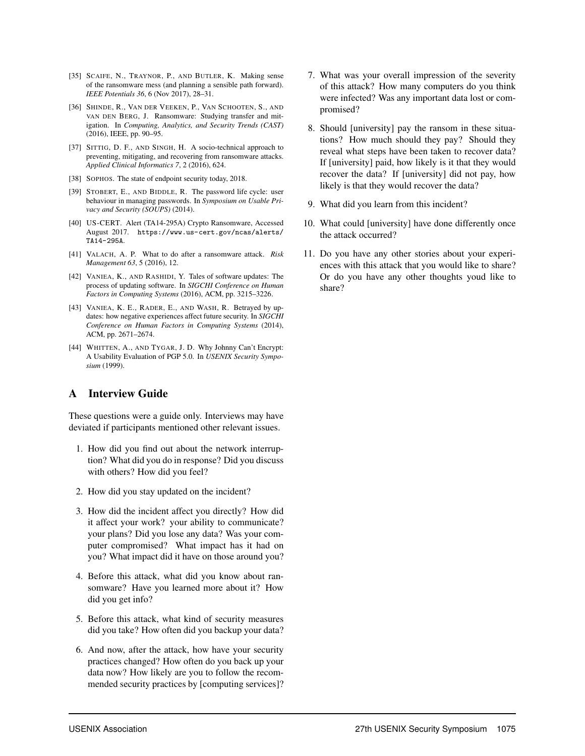[35] Scaife, N., Traynor, P., and Butler, K. Making sense of the ransomware mess (and planning a sensible path forward). *IEEE Potentials 36*, 6 (Nov 2017), 28–31.

[36] Shinde, R., Van der Veeken, P., Van Schooten, S., and van den Berg, J. Ransomware: Studying transfer and mitigation. In *Computing, Analytics, and Security Trends (CAST)* (2016), IEEE, pp. 90–95.

[37] Sittig, D. F., and Singh, H. A socio-technical approach to preventing, mitigating, and recovering from ransomware attacks. *Applied Clinical Informatics 7*, 2 (2016), 624.

[38] Sophos. The state of endpoint security today, 2018.

[39] Stobert, E., and Biddle, R. The password life cycle: user behaviour in managing passwords. In *Symposium on Usable Privacy and Security (SOUPS)* (2014).

[40] US-CERT. Alert (TA14-295A) Crypto Ransomware, Accessed August 2017. `https://www.us-cert.gov/ncas/alerts/TA14-295A`.

[41] Valach, A. P. What to do after a ransomware attack. *Risk Management 63*, 5 (2016), 12.

[42] Vaniea, K., and Rashidi, Y. Tales of software updates: The process of updating software. In *SIGCHI Conference on Human Factors in Computing Systems* (2016), ACM, pp. 3215–3226.

[43] Vaniea, K. E., Rader, E., and Wash, R. Betrayed by updates: how negative experiences affect future security. In *SIGCHI Conference on Human Factors in Computing Systems* (2014), ACM, pp. 2671–2674.

[44] Whitten, A., and Tygar, J. D. Why Johnny Can't Encrypt: A Usability Evaluation of PGP 5.0. In *USENIX Security Symposium* (1999).

## A Interview Guide

These questions were a guide only. Interviews may have deviated if participants mentioned other relevant issues.

1. How did you find out about the network interruption? What did you do in response? Did you discuss with others? How did you feel?

2. How did you stay updated on the incident?

3. How did the incident affect you directly? How did it affect your work? your ability to communicate? your plans? Did you lose any data? Was your computer compromised? What impact has it had on you? What impact did it have on those around you?

4. Before this attack, what did you know about ransomware? Have you learned more about it? How did you get info?

5. Before this attack, what kind of security measures did you take? How often did you backup your data?

6. And now, after the attack, how have your security practices changed? How often do you back up your data now? How likely are you to follow the recommended security practices by [computing services]?

7. What was your overall impression of the severity of this attack? How many computers do you think were infected? Was any important data lost or compromised?

8. Should [university] pay the ransom in these situations? How much should they pay? Should they reveal what steps have been taken to recover data? If [university] paid, how likely is it that they would recover the data? If [university] did not pay, how likely is that they would recover the data?

9. What did you learn from this incident?

10. What could [university] have done differently once the attack occurred?

11. Do you have any other stories about your experiences with this attack that you would like to share? Or do you have any other thoughts youd like to share?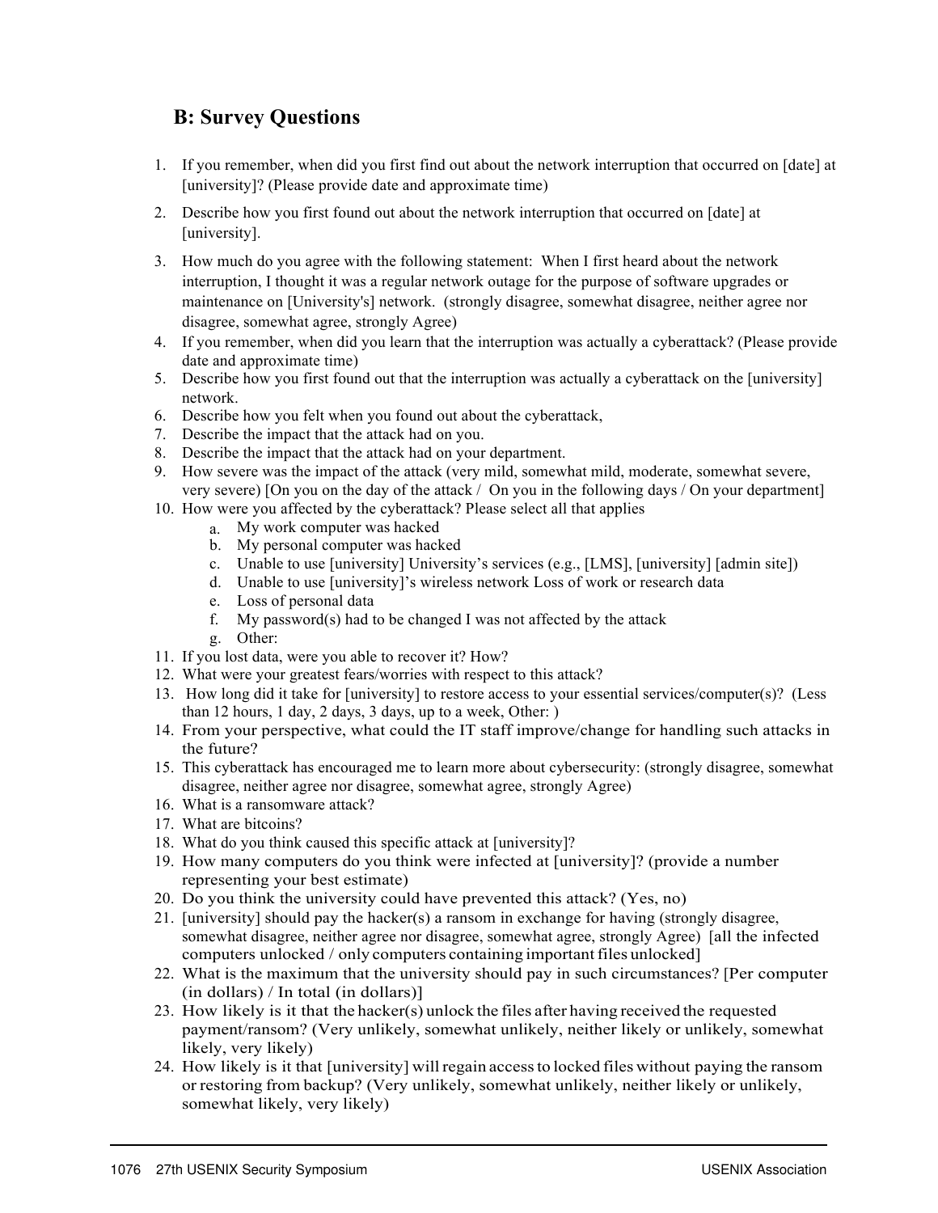## B: Survey Questions

1. If you remember, when did you first find out about the network interruption that occurred on [date] at [university]? (Please provide date and approximate time)
2. Describe how you first found out about the network interruption that occurred on [date] at [university].
3. How much do you agree with the following statement: When I first heard about the network interruption, I thought it was a regular network outage for the purpose of software upgrades or maintenance on [University's] network. (strongly disagree, somewhat disagree, neither agree nor disagree, somewhat agree, strongly Agree)
4. If you remember, when did you learn that the interruption was actually a cyberattack? (Please provide date and approximate time)
5. Describe how you first found out that the interruption was actually a cyberattack on the [university] network.
6. Describe how you felt when you found out about the cyberattack,
7. Describe the impact that the attack had on you.
8. Describe the impact that the attack had on your department.
9. How severe was the impact of the attack (very mild, somewhat mild, moderate, somewhat severe, very severe) [On you on the day of the attack / On you in the following days / On your department]
10. How were you affected by the cyberattack? Please select all that applies
    a. My work computer was hacked
    b. My personal computer was hacked
    c. Unable to use [university] University's services (e.g., [LMS], [university] [admin site])
    d. Unable to use [university]'s wireless network Loss of work or research data
    e. Loss of personal data
    f. My password(s) had to be changed I was not affected by the attack
    g. Other:
11. If you lost data, were you able to recover it? How?
12. What were your greatest fears/worries with respect to this attack?
13. How long did it take for [university] to restore access to your essential services/computer(s)? (Less than 12 hours, 1 day, 2 days, 3 days, up to a week, Other: )
14. From your perspective, what could the IT staff improve/change for handling such attacks in the future?
15. This cyberattack has encouraged me to learn more about cybersecurity: (strongly disagree, somewhat disagree, neither agree nor disagree, somewhat agree, strongly Agree)
16. What is a ransomware attack?
17. What are bitcoins?
18. What do you think caused this specific attack at [university]?
19. How many computers do you think were infected at [university]? (provide a number representing your best estimate)
20. Do you think the university could have prevented this attack? (Yes, no)
21. [university] should pay the hacker(s) a ransom in exchange for having (strongly disagree, somewhat disagree, neither agree nor disagree, somewhat agree, strongly Agree) [all the infected computers unlocked / only computers containing important files unlocked]
22. What is the maximum that the university should pay in such circumstances? [Per computer (in dollars) / In total (in dollars)]
23. How likely is it that the hacker(s) unlock the files after having received the requested payment/ransom? (Very unlikely, somewhat unlikely, neither likely or unlikely, somewhat likely, very likely)
24. How likely is it that [university] will regain access to locked files without paying the ransom or restoring from backup? (Very unlikely, somewhat unlikely, neither likely or unlikely, somewhat likely, very likely)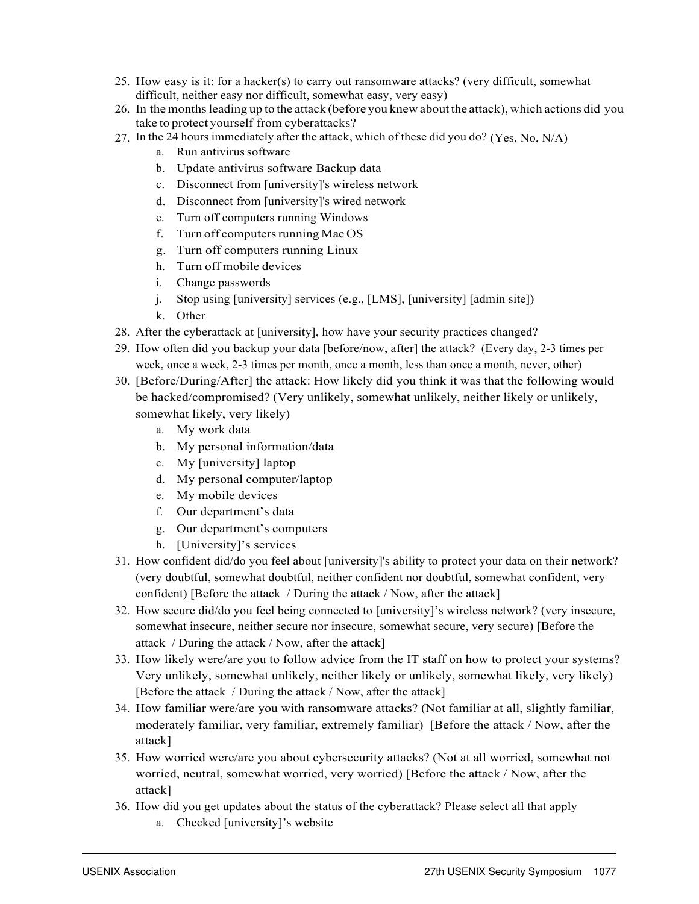25. How easy is it: for a hacker(s) to carry out ransomware attacks? (very difficult, somewhat difficult, neither easy nor difficult, somewhat easy, very easy)
26. In the months leading up to the attack (before you knew about the attack), which actions did you take to protect yourself from cyberattacks?
27. In the 24 hours immediately after the attack, which of these did you do? (Yes, No, N/A)
    a. Run antivirus software
    b. Update antivirus software Backup data
    c. Disconnect from [university]'s wireless network
    d. Disconnect from [university]'s wired network
    e. Turn off computers running Windows
    f. Turn off computers running Mac OS
    g. Turn off computers running Linux
    h. Turn off mobile devices
    i. Change passwords
    j. Stop using [university] services (e.g., [LMS], [university] [admin site])
    k. Other
28. After the cyberattack at [university], how have your security practices changed?
29. How often did you backup your data [before/now, after] the attack? (Every day, 2-3 times per week, once a week, 2-3 times per month, once a month, less than once a month, never, other)
30. [Before/During/After] the attack: How likely did you think it was that the following would be hacked/compromised? (Very unlikely, somewhat unlikely, neither likely or unlikely, somewhat likely, very likely)
    a. My work data
    b. My personal information/data
    c. My [university] laptop
    d. My personal computer/laptop
    e. My mobile devices
    f. Our department's data
    g. Our department's computers
    h. [University]'s services
31. How confident did/do you feel about [university]'s ability to protect your data on their network? (very doubtful, somewhat doubtful, neither confident nor doubtful, somewhat confident, very confident) [Before the attack / During the attack / Now, after the attack]
32. How secure did/do you feel being connected to [university]'s wireless network? (very insecure, somewhat insecure, neither secure nor insecure, somewhat secure, very secure) [Before the attack / During the attack / Now, after the attack]
33. How likely were/are you to follow advice from the IT staff on how to protect your systems? Very unlikely, somewhat unlikely, neither likely or unlikely, somewhat likely, very likely) [Before the attack / During the attack / Now, after the attack]
34. How familiar were/are you with ransomware attacks? (Not familiar at all, slightly familiar, moderately familiar, very familiar, extremely familiar) [Before the attack / Now, after the attack]
35. How worried were/are you about cybersecurity attacks? (Not at all worried, somewhat not worried, neutral, somewhat worried, very worried) [Before the attack / Now, after the attack]
36. How did you get updates about the status of the cyberattack? Please select all that apply
    a. Checked [university]'s website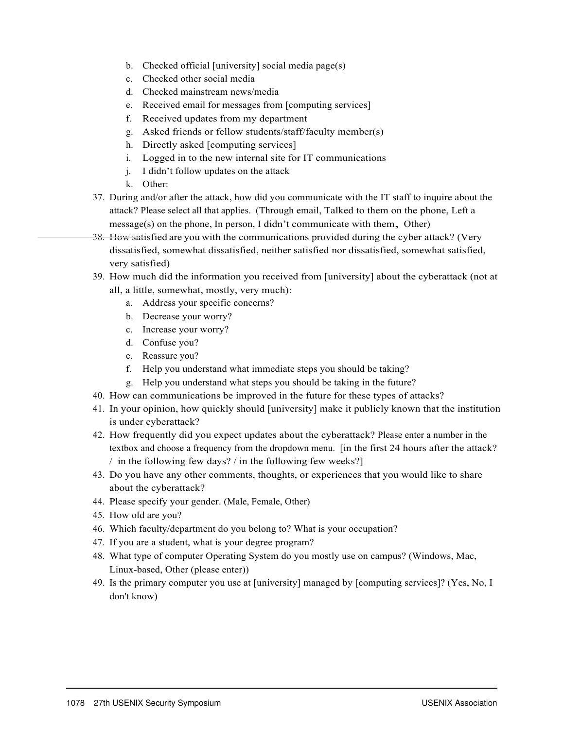b. Checked official [university] social media page(s)
   c. Checked other social media
   d. Checked mainstream news/media
   e. Received email for messages from [computing services]
   f. Received updates from my department
   g. Asked friends or fellow students/staff/faculty member(s)
   h. Directly asked [computing services]
   i. Logged in to the new internal site for IT communications
   j. I didn't follow updates on the attack
   k. Other:

37. During and/or after the attack, how did you communicate with the IT staff to inquire about the attack? Please select all that applies. (Through email, Talked to them on the phone, Left a message(s) on the phone, In person, I didn't communicate with them、Other)
38. How satisfied are you with the communications provided during the cyber attack? (Very dissatisfied, somewhat dissatisfied, neither satisfied nor dissatisfied, somewhat satisfied, very satisfied)
39. How much did the information you received from [university] about the cyberattack (not at all, a little, somewhat, mostly, very much):
    a. Address your specific concerns?
    b. Decrease your worry?
    c. Increase your worry?
    d. Confuse you?
    e. Reassure you?
    f. Help you understand what immediate steps you should be taking?
    g. Help you understand what steps you should be taking in the future?
40. How can communications be improved in the future for these types of attacks?
41. In your opinion, how quickly should [university] make it publicly known that the institution is under cyberattack?
42. How frequently did you expect updates about the cyberattack? Please enter a number in the textbox and choose a frequency from the dropdown menu. [in the first 24 hours after the attack? / in the following few days? / in the following few weeks?]
43. Do you have any other comments, thoughts, or experiences that you would like to share about the cyberattack?
44. Please specify your gender. (Male, Female, Other)
45. How old are you?
46. Which faculty/department do you belong to? What is your occupation?
47. If you are a student, what is your degree program?
48. What type of computer Operating System do you mostly use on campus? (Windows, Mac, Linux-based, Other (please enter))
49. Is the primary computer you use at [university] managed by [computing services]? (Yes, No, I don't know)